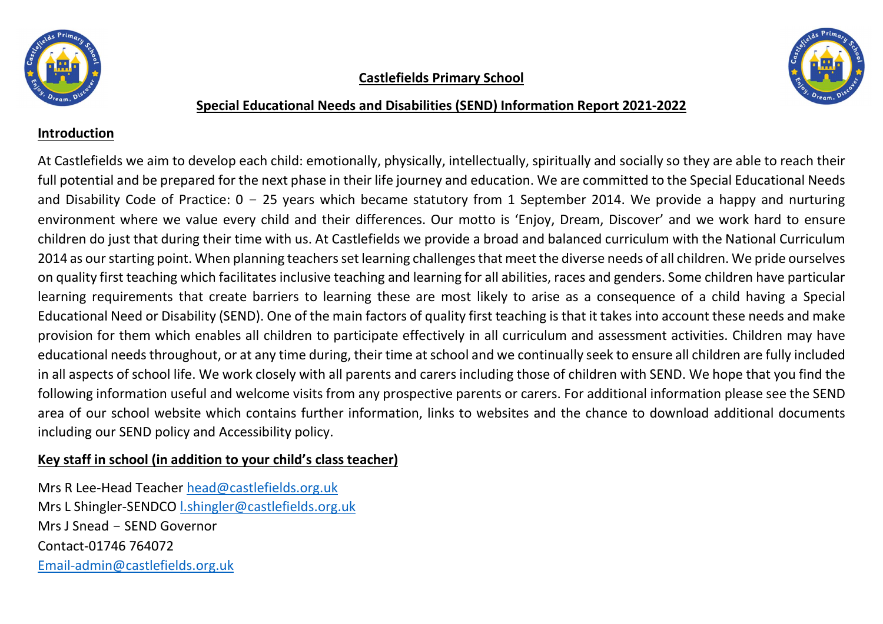# Castlefields Primary School

## Special Educational Needs and Disabilities (SEND) Information Report 2021-2022

### Introduction

At Castlefields we aim to develop each child: emotionally, physically, intellectually, spiritually and socially so they are able to reach their full potential and be prepared for the next phase in their life journey and education. We are committed to the Special Educational Needs and Disability Code of Practice: 0 – 25 years which became statutory from 1 September 2014. We provide a happy and nurturing environment where we value every child and their differences. Our motto is 'Enjoy, Dream, Discover' and we work hard to ensure children do just that during their time with us. At Castlefields we provide a broad and balanced curriculum with the National Curriculum 2014 as our starting point. When planning teachers set learning challenges that meet the diverse needs of all children. We pride ourselves on quality first teaching which facilitates inclusive teaching and learning for all abilities, races and genders. Some children have particular learning requirements that create barriers to learning these are most likely to arise as a consequence of a child having a Special Educational Need or Disability (SEND). One of the main factors of quality first teaching is that it takes into account these needs and make provision for them which enables all children to participate effectively in all curriculum and assessment activities. Children may have educational needs throughout, or at any time during, their time at school and we continually seek to ensure all children are fully included in all aspects of school life. We work closely with all parents and carers including those of children with SEND. We hope that you find the following information useful and welcome visits from any prospective parents or carers. For additional information please see the SEND area of our school website which contains further information, links to websites and the chance to download additional documents including our SEND policy and Accessibility policy.

### Key staff in school (in addition to your child's class teacher)

Mrs R Lee-Head Teacher head@castlefields.org.uk
Mrs L Shingler-SENDCO l.shingler@castlefields.org.uk
Mrs J Snead – SEND Governor
Contact-01746 764072
Email-admin@castlefields.org.uk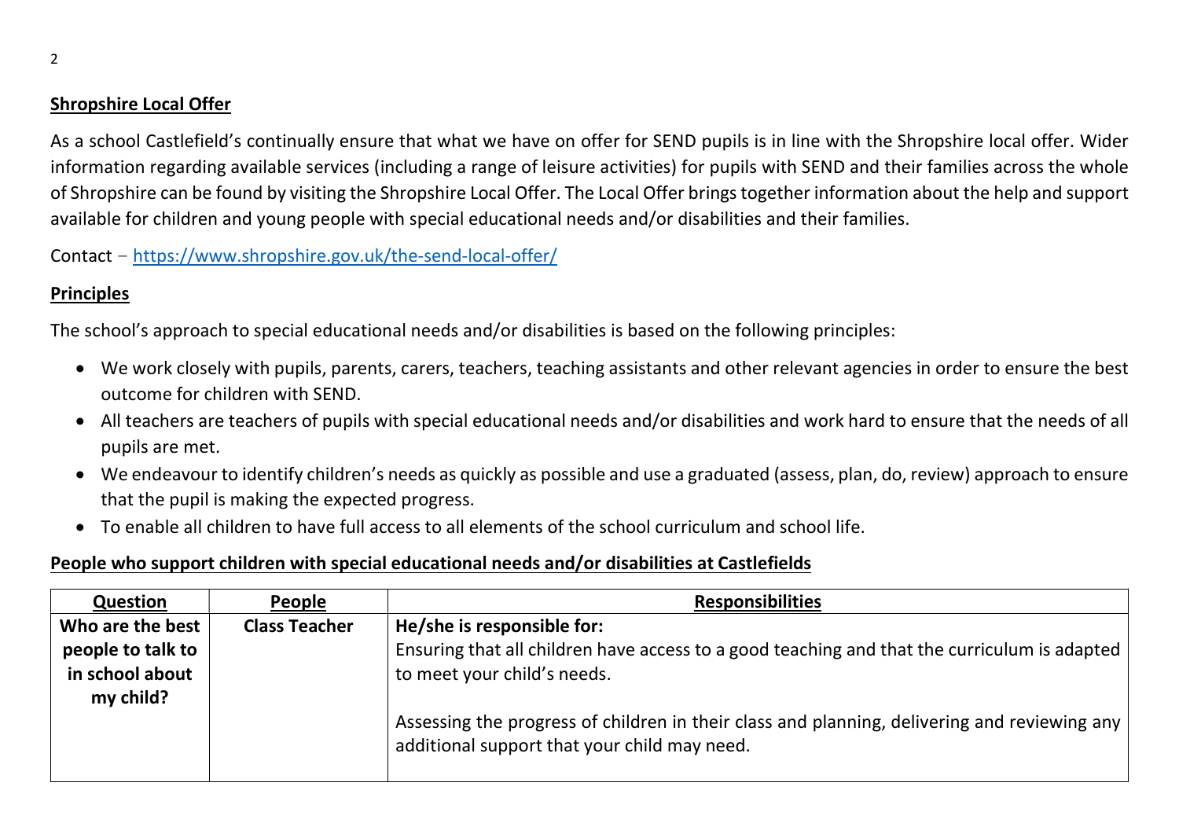## Shropshire Local Offer

As a school Castlefield's continually ensure that what we have on offer for SEND pupils is in line with the Shropshire local offer. Wider information regarding available services (including a range of leisure activities) for pupils with SEND and their families across the whole of Shropshire can be found by visiting the Shropshire Local Offer. The Local Offer brings together information about the help and support available for children and young people with special educational needs and/or disabilities and their families.

Contact – https://www.shropshire.gov.uk/the-send-local-offer/

## Principles

The school's approach to special educational needs and/or disabilities is based on the following principles:

- We work closely with pupils, parents, carers, teachers, teaching assistants and other relevant agencies in order to ensure the best outcome for children with SEND.
- All teachers are teachers of pupils with special educational needs and/or disabilities and work hard to ensure that the needs of all pupils are met.
- We endeavour to identify children's needs as quickly as possible and use a graduated (assess, plan, do, review) approach to ensure that the pupil is making the expected progress.
- To enable all children to have full access to all elements of the school curriculum and school life.

## People who support children with special educational needs and/or disabilities at Castlefields

| Question | People | Responsibilities |
|---|---|---|
| **Who are the best people to talk to in school about my child?** | **Class Teacher** | **He/she is responsible for:**<br>Ensuring that all children have access to a good teaching and that the curriculum is adapted to meet your child's needs.<br><br>Assessing the progress of children in their class and planning, delivering and reviewing any additional support that your child may need. |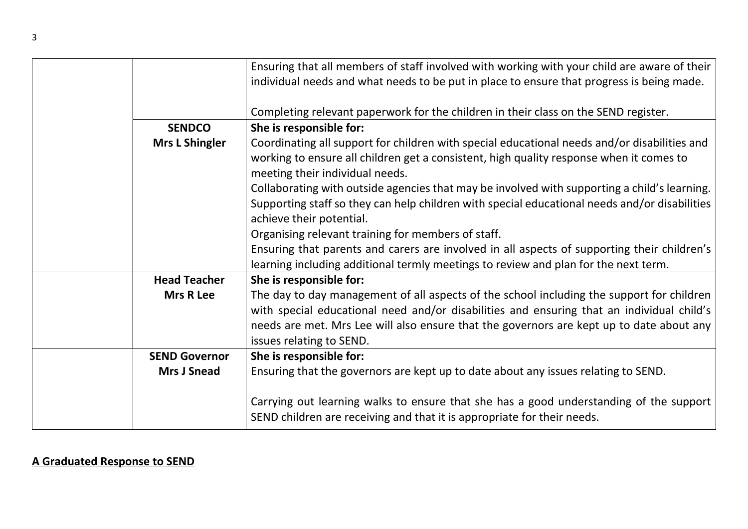| | | |
|---|---|---|
| | | Ensuring that all members of staff involved with working with your child are aware of their individual needs and what needs to be put in place to ensure that progress is being made.<br><br>Completing relevant paperwork for the children in their class on the SEND register. |
| | **SENDCO**<br>**Mrs L Shingler** | **She is responsible for:**<br>Coordinating all support for children with special educational needs and/or disabilities and working to ensure all children get a consistent, high quality response when it comes to meeting their individual needs.<br>Collaborating with outside agencies that may be involved with supporting a child's learning.<br>Supporting staff so they can help children with special educational needs and/or disabilities achieve their potential.<br>Organising relevant training for members of staff.<br>Ensuring that parents and carers are involved in all aspects of supporting their children's learning including additional termly meetings to review and plan for the next term. |
| | **Head Teacher**<br>**Mrs R Lee** | **She is responsible for:**<br>The day to day management of all aspects of the school including the support for children with special educational need and/or disabilities and ensuring that an individual child's needs are met. Mrs Lee will also ensure that the governors are kept up to date about any issues relating to SEND. |
| | **SEND Governor**<br>**Mrs J Snead** | **She is responsible for:**<br>Ensuring that the governors are kept up to date about any issues relating to SEND.<br><br>Carrying out learning walks to ensure that she has a good understanding of the support SEND children are receiving and that it is appropriate for their needs. |

**A Graduated Response to SEND**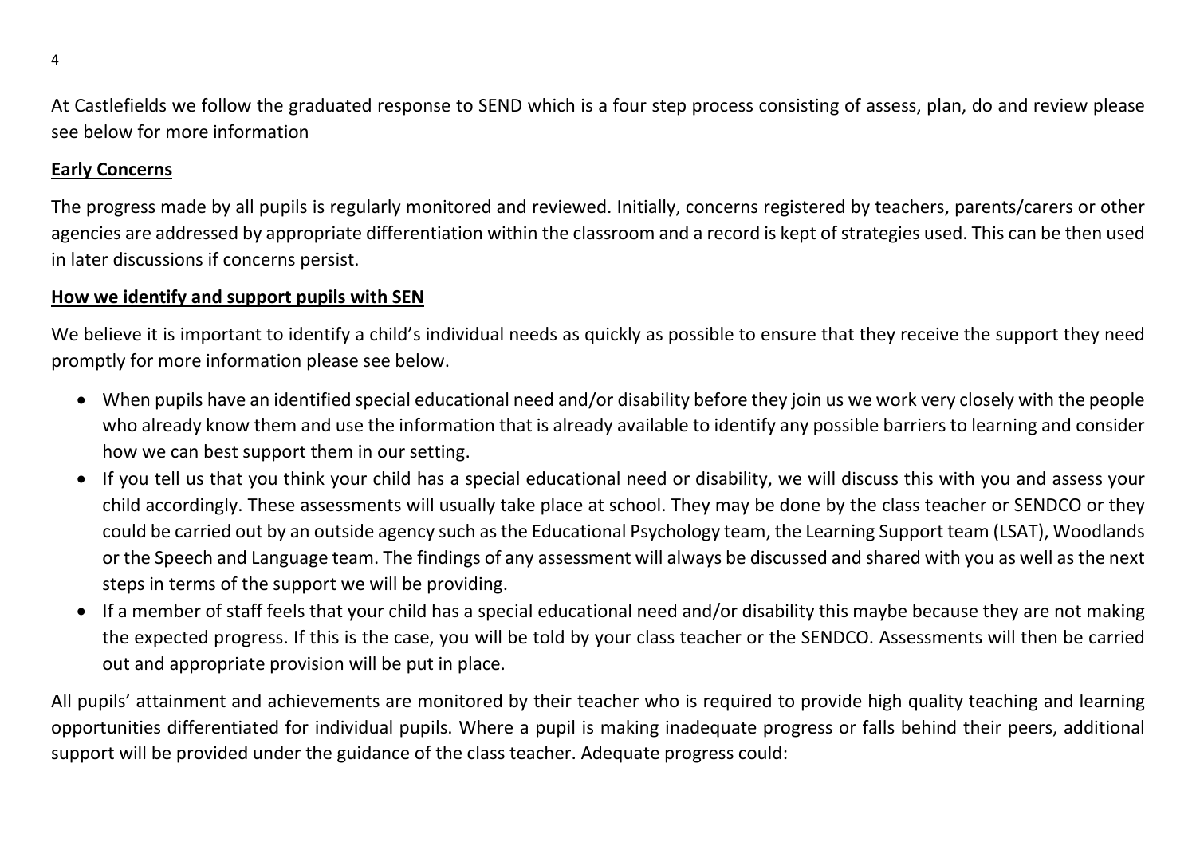At Castlefields we follow the graduated response to SEND which is a four step process consisting of assess, plan, do and review please see below for more information

**Early Concerns**

The progress made by all pupils is regularly monitored and reviewed. Initially, concerns registered by teachers, parents/carers or other agencies are addressed by appropriate differentiation within the classroom and a record is kept of strategies used. This can be then used in later discussions if concerns persist.

**How we identify and support pupils with SEN**

We believe it is important to identify a child's individual needs as quickly as possible to ensure that they receive the support they need promptly for more information please see below.

- When pupils have an identified special educational need and/or disability before they join us we work very closely with the people who already know them and use the information that is already available to identify any possible barriers to learning and consider how we can best support them in our setting.
- If you tell us that you think your child has a special educational need or disability, we will discuss this with you and assess your child accordingly. These assessments will usually take place at school. They may be done by the class teacher or SENDCO or they could be carried out by an outside agency such as the Educational Psychology team, the Learning Support team (LSAT), Woodlands or the Speech and Language team. The findings of any assessment will always be discussed and shared with you as well as the next steps in terms of the support we will be providing.
- If a member of staff feels that your child has a special educational need and/or disability this maybe because they are not making the expected progress. If this is the case, you will be told by your class teacher or the SENDCO. Assessments will then be carried out and appropriate provision will be put in place.

All pupils' attainment and achievements are monitored by their teacher who is required to provide high quality teaching and learning opportunities differentiated for individual pupils. Where a pupil is making inadequate progress or falls behind their peers, additional support will be provided under the guidance of the class teacher. Adequate progress could: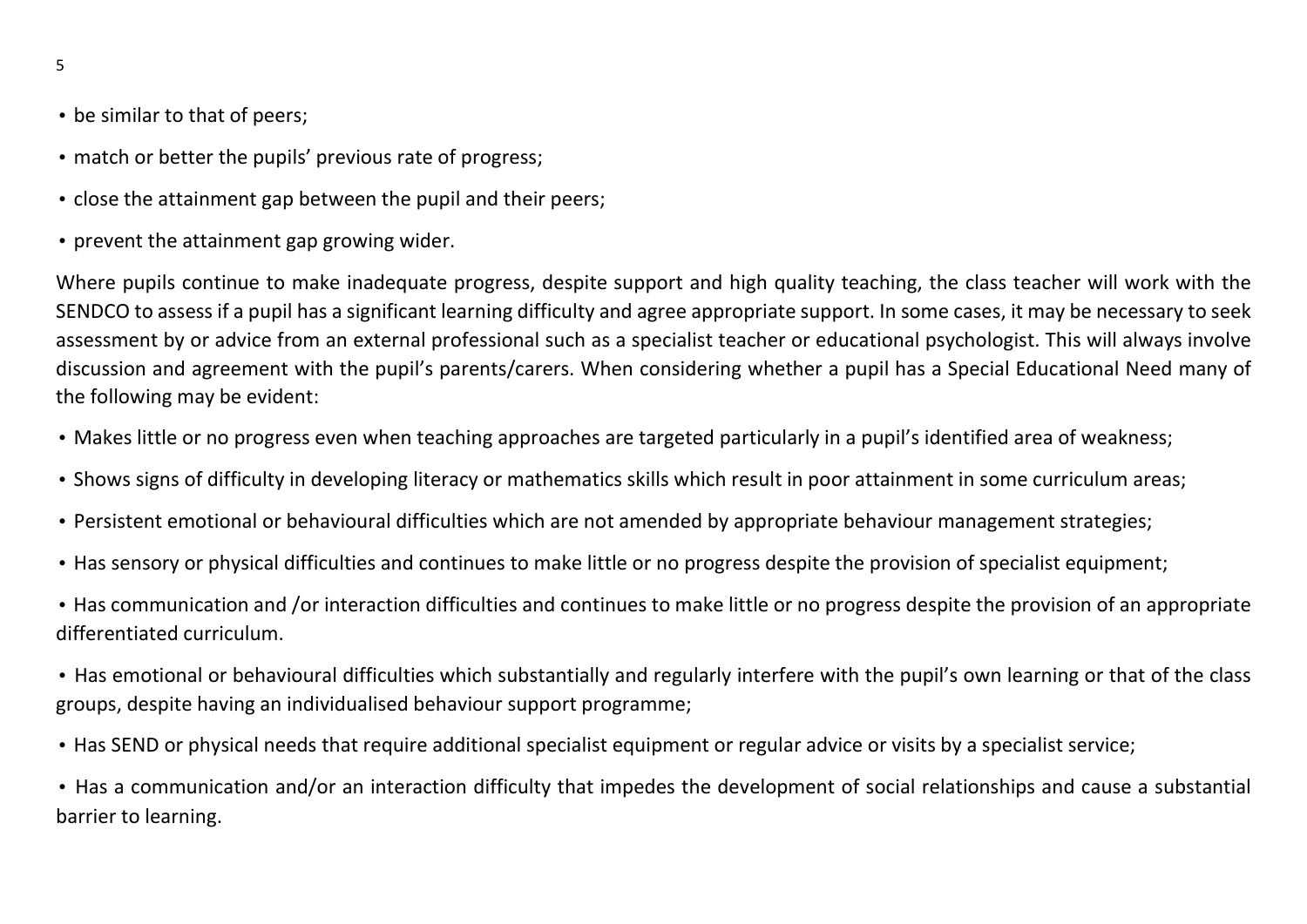- be similar to that of peers;
- match or better the pupils' previous rate of progress;
- close the attainment gap between the pupil and their peers;
- prevent the attainment gap growing wider.

Where pupils continue to make inadequate progress, despite support and high quality teaching, the class teacher will work with the SENDCO to assess if a pupil has a significant learning difficulty and agree appropriate support. In some cases, it may be necessary to seek assessment by or advice from an external professional such as a specialist teacher or educational psychologist. This will always involve discussion and agreement with the pupil's parents/carers. When considering whether a pupil has a Special Educational Need many of the following may be evident:

- Makes little or no progress even when teaching approaches are targeted particularly in a pupil's identified area of weakness;
- Shows signs of difficulty in developing literacy or mathematics skills which result in poor attainment in some curriculum areas;
- Persistent emotional or behavioural difficulties which are not amended by appropriate behaviour management strategies;
- Has sensory or physical difficulties and continues to make little or no progress despite the provision of specialist equipment;
- Has communication and /or interaction difficulties and continues to make little or no progress despite the provision of an appropriate differentiated curriculum.
- Has emotional or behavioural difficulties which substantially and regularly interfere with the pupil's own learning or that of the class groups, despite having an individualised behaviour support programme;
- Has SEND or physical needs that require additional specialist equipment or regular advice or visits by a specialist service;
- Has a communication and/or an interaction difficulty that impedes the development of social relationships and cause a substantial barrier to learning.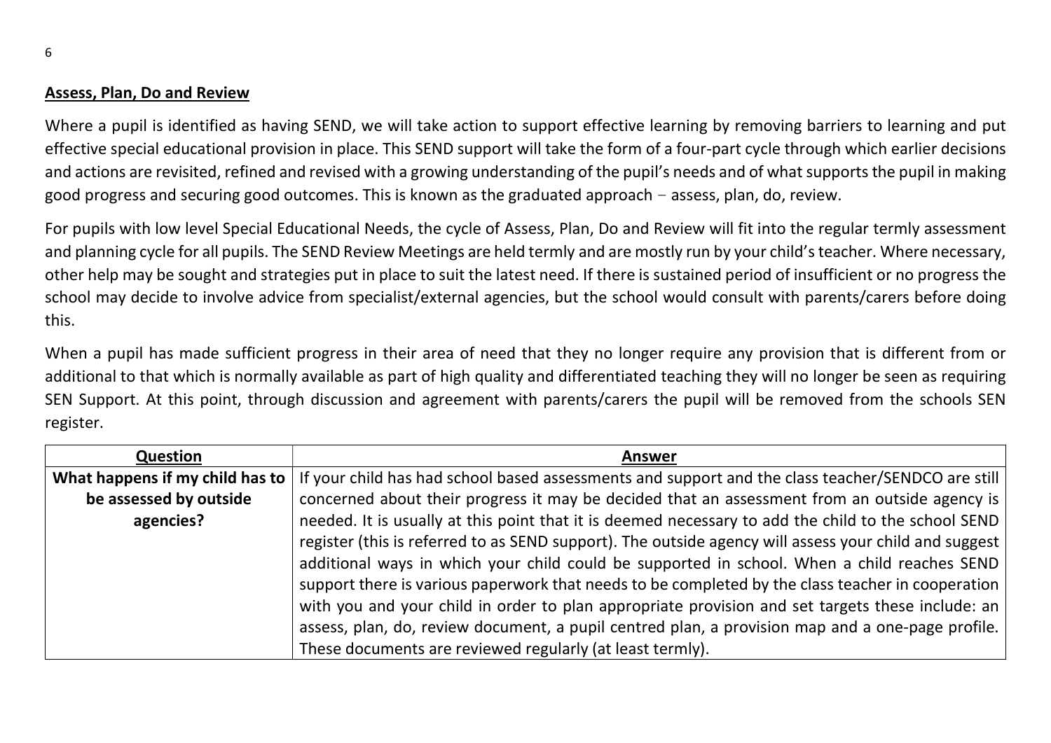## Assess, Plan, Do and Review

Where a pupil is identified as having SEND, we will take action to support effective learning by removing barriers to learning and put effective special educational provision in place. This SEND support will take the form of a four-part cycle through which earlier decisions and actions are revisited, refined and revised with a growing understanding of the pupil's needs and of what supports the pupil in making good progress and securing good outcomes. This is known as the graduated approach – assess, plan, do, review.

For pupils with low level Special Educational Needs, the cycle of Assess, Plan, Do and Review will fit into the regular termly assessment and planning cycle for all pupils. The SEND Review Meetings are held termly and are mostly run by your child's teacher. Where necessary, other help may be sought and strategies put in place to suit the latest need. If there is sustained period of insufficient or no progress the school may decide to involve advice from specialist/external agencies, but the school would consult with parents/carers before doing this.

When a pupil has made sufficient progress in their area of need that they no longer require any provision that is different from or additional to that which is normally available as part of high quality and differentiated teaching they will no longer be seen as requiring SEN Support. At this point, through discussion and agreement with parents/carers the pupil will be removed from the schools SEN register.

| Question | Answer |
|---|---|
| **What happens if my child has to be assessed by outside agencies?** | If your child has had school based assessments and support and the class teacher/SENDCO are still concerned about their progress it may be decided that an assessment from an outside agency is needed. It is usually at this point that it is deemed necessary to add the child to the school SEND register (this is referred to as SEND support). The outside agency will assess your child and suggest additional ways in which your child could be supported in school. When a child reaches SEND support there is various paperwork that needs to be completed by the class teacher in cooperation with you and your child in order to plan appropriate provision and set targets these include: an assess, plan, do, review document, a pupil centred plan, a provision map and a one-page profile. These documents are reviewed regularly (at least termly). |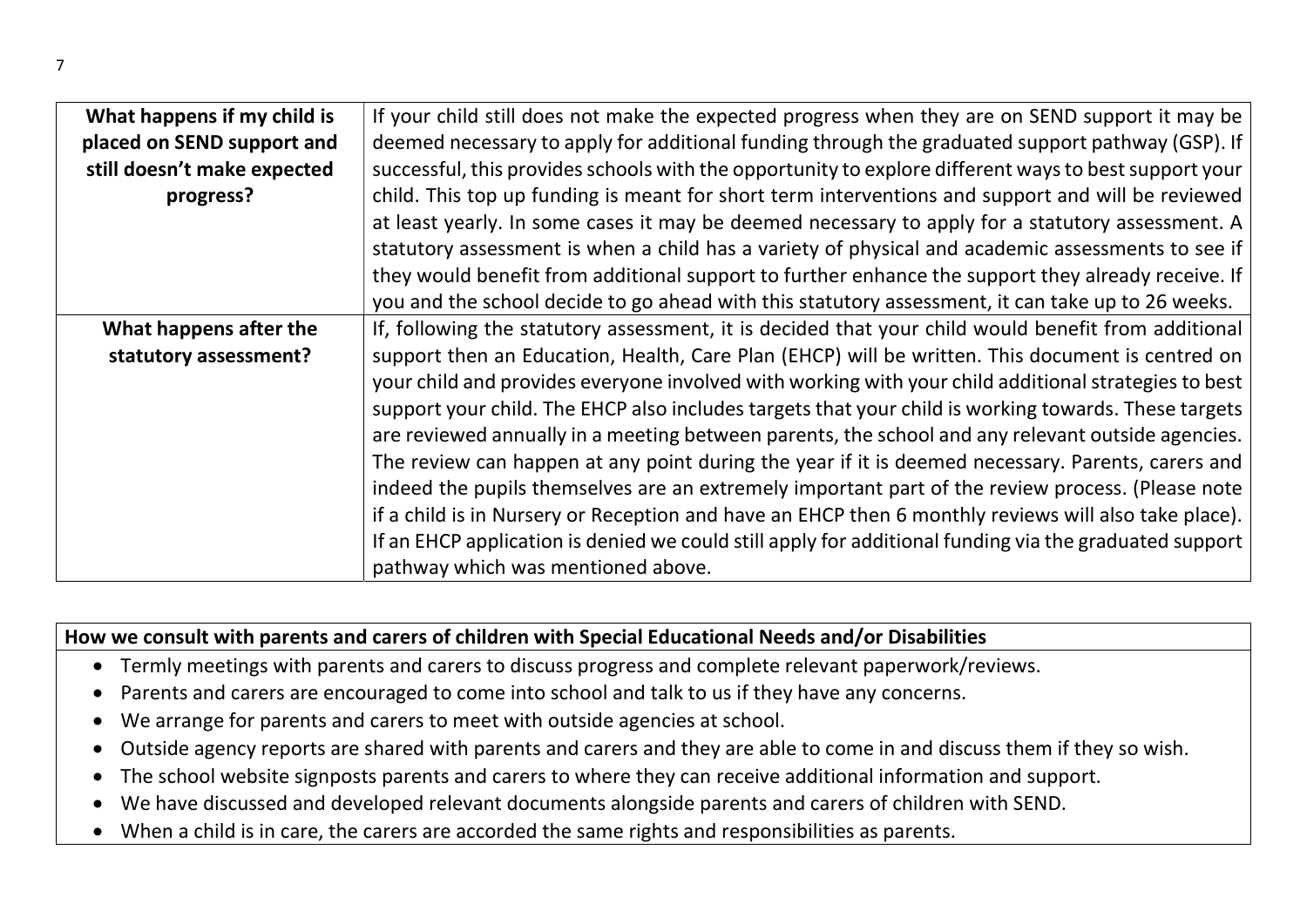| What happens if my child is placed on SEND support and still doesn't make expected progress? | If your child still does not make the expected progress when they are on SEND support it may be deemed necessary to apply for additional funding through the graduated support pathway (GSP). If successful, this provides schools with the opportunity to explore different ways to best support your child. This top up funding is meant for short term interventions and support and will be reviewed at least yearly. In some cases it may be deemed necessary to apply for a statutory assessment. A statutory assessment is when a child has a variety of physical and academic assessments to see if they would benefit from additional support to further enhance the support they already receive. If you and the school decide to go ahead with this statutory assessment, it can take up to 26 weeks. |
|---|---|
| **What happens after the statutory assessment?** | If, following the statutory assessment, it is decided that your child would benefit from additional support then an Education, Health, Care Plan (EHCP) will be written. This document is centred on your child and provides everyone involved with working with your child additional strategies to best support your child. The EHCP also includes targets that your child is working towards. These targets are reviewed annually in a meeting between parents, the school and any relevant outside agencies. The review can happen at any point during the year if it is deemed necessary. Parents, carers and indeed the pupils themselves are an extremely important part of the review process. (Please note if a child is in Nursery or Reception and have an EHCP then 6 monthly reviews will also take place). If an EHCP application is denied we could still apply for additional funding via the graduated support pathway which was mentioned above. |

**How we consult with parents and carers of children with Special Educational Needs and/or Disabilities**

- Termly meetings with parents and carers to discuss progress and complete relevant paperwork/reviews.
- Parents and carers are encouraged to come into school and talk to us if they have any concerns.
- We arrange for parents and carers to meet with outside agencies at school.
- Outside agency reports are shared with parents and carers and they are able to come in and discuss them if they so wish.
- The school website signposts parents and carers to where they can receive additional information and support.
- We have discussed and developed relevant documents alongside parents and carers of children with SEND.
- When a child is in care, the carers are accorded the same rights and responsibilities as parents.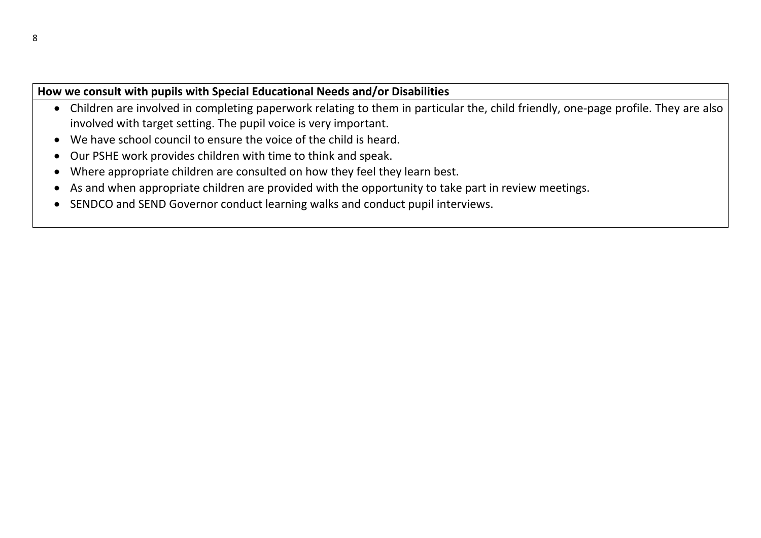**How we consult with pupils with Special Educational Needs and/or Disabilities**

- Children are involved in completing paperwork relating to them in particular the, child friendly, one-page profile. They are also involved with target setting. The pupil voice is very important.
- We have school council to ensure the voice of the child is heard.
- Our PSHE work provides children with time to think and speak.
- Where appropriate children are consulted on how they feel they learn best.
- As and when appropriate children are provided with the opportunity to take part in review meetings.
- SENDCO and SEND Governor conduct learning walks and conduct pupil interviews.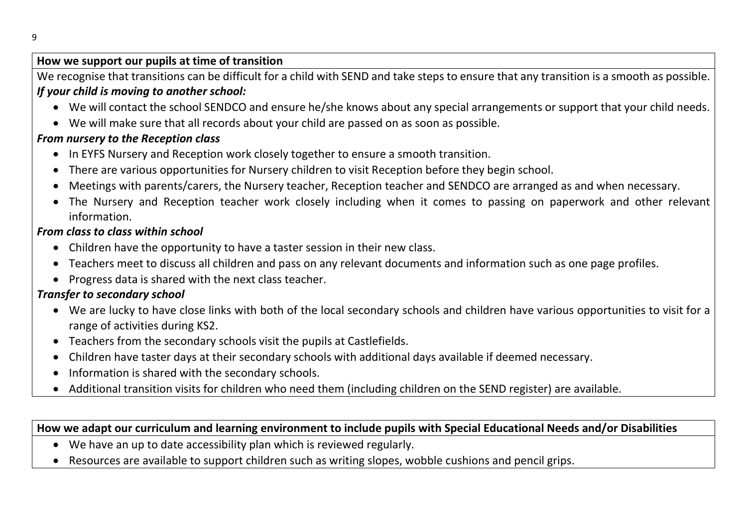**How we support our pupils at time of transition**

We recognise that transitions can be difficult for a child with SEND and take steps to ensure that any transition is a smooth as possible.

***If your child is moving to another school:***

- We will contact the school SENDCO and ensure he/she knows about any special arrangements or support that your child needs.
- We will make sure that all records about your child are passed on as soon as possible.

***From nursery to the Reception class***

- In EYFS Nursery and Reception work closely together to ensure a smooth transition.
- There are various opportunities for Nursery children to visit Reception before they begin school.
- Meetings with parents/carers, the Nursery teacher, Reception teacher and SENDCO are arranged as and when necessary.
- The Nursery and Reception teacher work closely including when it comes to passing on paperwork and other relevant information.

***From class to class within school***

- Children have the opportunity to have a taster session in their new class.
- Teachers meet to discuss all children and pass on any relevant documents and information such as one page profiles.
- Progress data is shared with the next class teacher.

***Transfer to secondary school***

- We are lucky to have close links with both of the local secondary schools and children have various opportunities to visit for a range of activities during KS2.
- Teachers from the secondary schools visit the pupils at Castlefields.
- Children have taster days at their secondary schools with additional days available if deemed necessary.
- Information is shared with the secondary schools.
- Additional transition visits for children who need them (including children on the SEND register) are available.

**How we adapt our curriculum and learning environment to include pupils with Special Educational Needs and/or Disabilities**

- We have an up to date accessibility plan which is reviewed regularly.
- Resources are available to support children such as writing slopes, wobble cushions and pencil grips.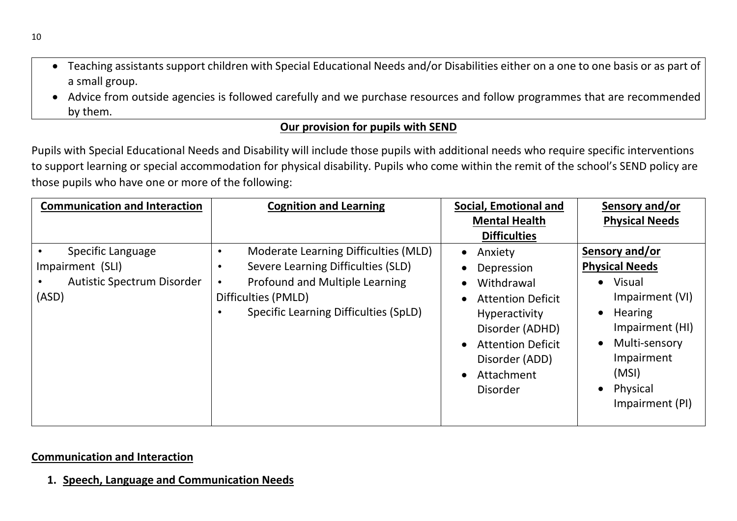- Teaching assistants support children with Special Educational Needs and/or Disabilities either on a one to one basis or as part of a small group.
- Advice from outside agencies is followed carefully and we purchase resources and follow programmes that are recommended by them.

## Our provision for pupils with SEND

Pupils with Special Educational Needs and Disability will include those pupils with additional needs who require specific interventions to support learning or special accommodation for physical disability. Pupils who come within the remit of the school's SEND policy are those pupils who have one or more of the following:

| Communication and Interaction | Cognition and Learning | Social, Emotional and Mental Health Difficulties | Sensory and/or Physical Needs |
|---|---|---|---|
| • Specific Language Impairment (SLI)<br>• Autistic Spectrum Disorder (ASD) | • Moderate Learning Difficulties (MLD)<br>• Severe Learning Difficulties (SLD)<br>• Profound and Multiple Learning Difficulties (PMLD)<br>• Specific Learning Difficulties (SpLD) | • Anxiety<br>• Depression<br>• Withdrawal<br>• Attention Deficit Hyperactivity Disorder (ADHD)<br>• Attention Deficit Disorder (ADD)<br>• Attachment Disorder | **Sensory and/or Physical Needs**<br>• Visual Impairment (VI)<br>• Hearing Impairment (HI)<br>• Multi-sensory Impairment (MSI)<br>• Physical Impairment (PI) |

## Communication and Interaction

### 1. Speech, Language and Communication Needs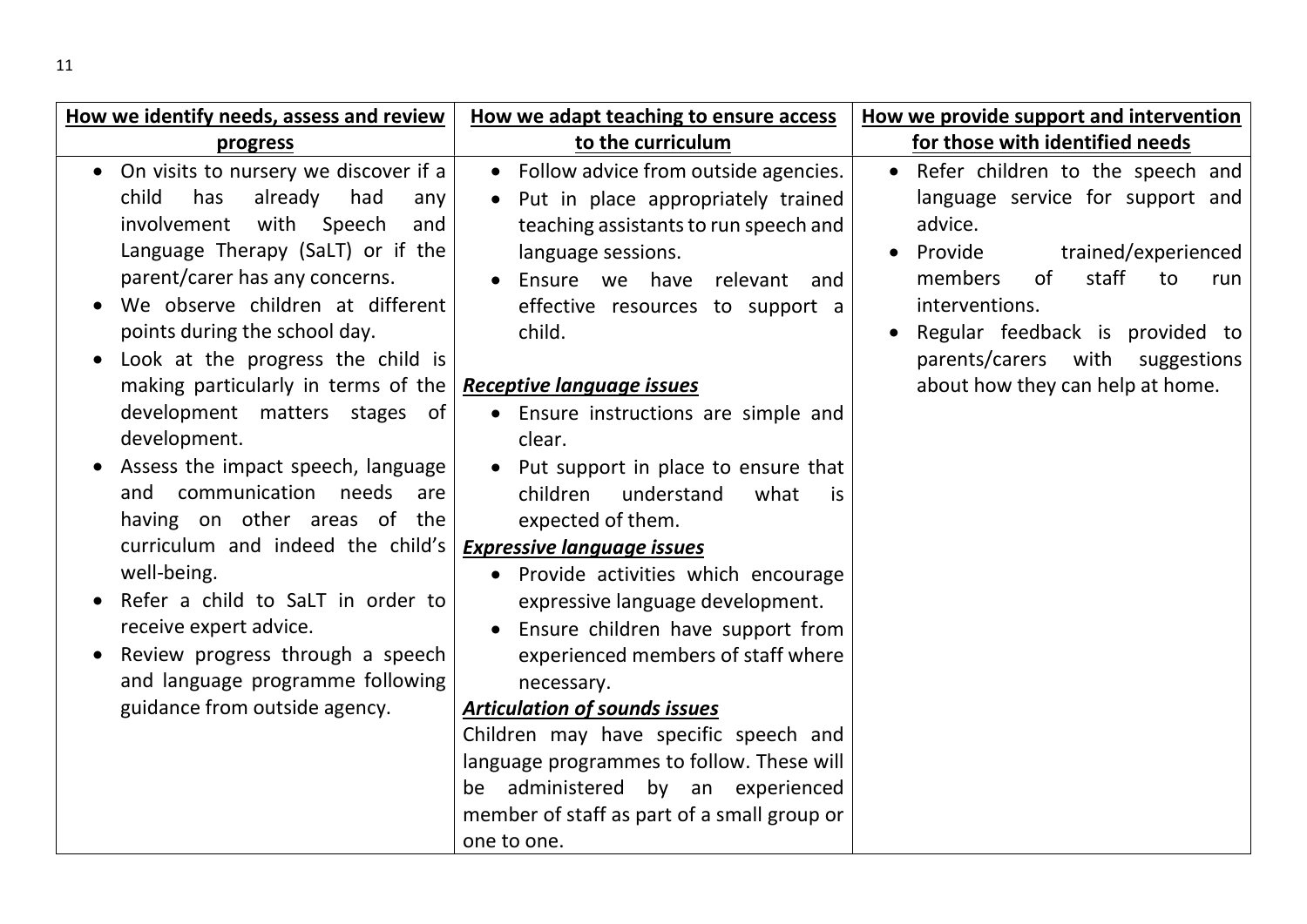| How we identify needs, assess and review progress | How we adapt teaching to ensure access to the curriculum | How we provide support and intervention for those with identified needs |
| --- | --- | --- |
| • On visits to nursery we discover if a child has already had any involvement with Speech and Language Therapy (SaLT) or if the parent/carer has any concerns.<br>• We observe children at different points during the school day.<br>• Look at the progress the child is making particularly in terms of the development matters stages of development.<br>• Assess the impact speech, language and communication needs are having on other areas of the curriculum and indeed the child's well-being.<br>• Refer a child to SaLT in order to receive expert advice.<br>• Review progress through a speech and language programme following guidance from outside agency. | • Follow advice from outside agencies.<br>• Put in place appropriately trained teaching assistants to run speech and language sessions.<br>• Ensure we have relevant and effective resources to support a child.<br><br>***Receptive language issues***<br>• Ensure instructions are simple and clear.<br>• Put support in place to ensure that children understand what is expected of them.<br>***Expressive language issues***<br>• Provide activities which encourage expressive language development.<br>• Ensure children have support from experienced members of staff where necessary.<br>***Articulation of sounds issues***<br>Children may have specific speech and language programmes to follow. These will be administered by an experienced member of staff as part of a small group or one to one. | • Refer children to the speech and language service for support and advice.<br>• Provide trained/experienced members of staff to run interventions.<br>• Regular feedback is provided to parents/carers with suggestions about how they can help at home. |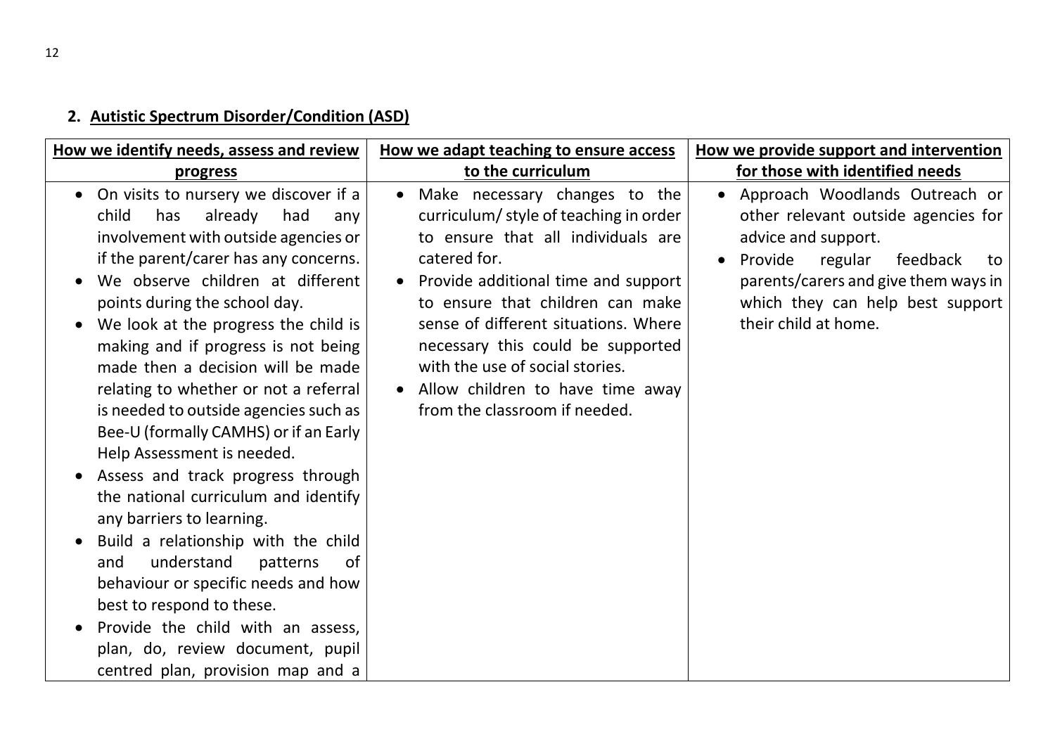## 2. Autistic Spectrum Disorder/Condition (ASD)

| How we identify needs, assess and review progress | How we adapt teaching to ensure access to the curriculum | How we provide support and intervention for those with identified needs |
|---|---|---|
| • On visits to nursery we discover if a child has already had any involvement with outside agencies or if the parent/carer has any concerns.<br>• We observe children at different points during the school day.<br>• We look at the progress the child is making and if progress is not being made then a decision will be made relating to whether or not a referral is needed to outside agencies such as Bee-U (formally CAMHS) or if an Early Help Assessment is needed.<br>• Assess and track progress through the national curriculum and identify any barriers to learning.<br>• Build a relationship with the child and understand patterns of behaviour or specific needs and how best to respond to these.<br>• Provide the child with an assess, plan, do, review document, pupil centred plan, provision map and a | • Make necessary changes to the curriculum/ style of teaching in order to ensure that all individuals are catered for.<br>• Provide additional time and support to ensure that children can make sense of different situations. Where necessary this could be supported with the use of social stories.<br>• Allow children to have time away from the classroom if needed. | • Approach Woodlands Outreach or other relevant outside agencies for advice and support.<br>• Provide regular feedback to parents/carers and give them ways in which they can help best support their child at home. |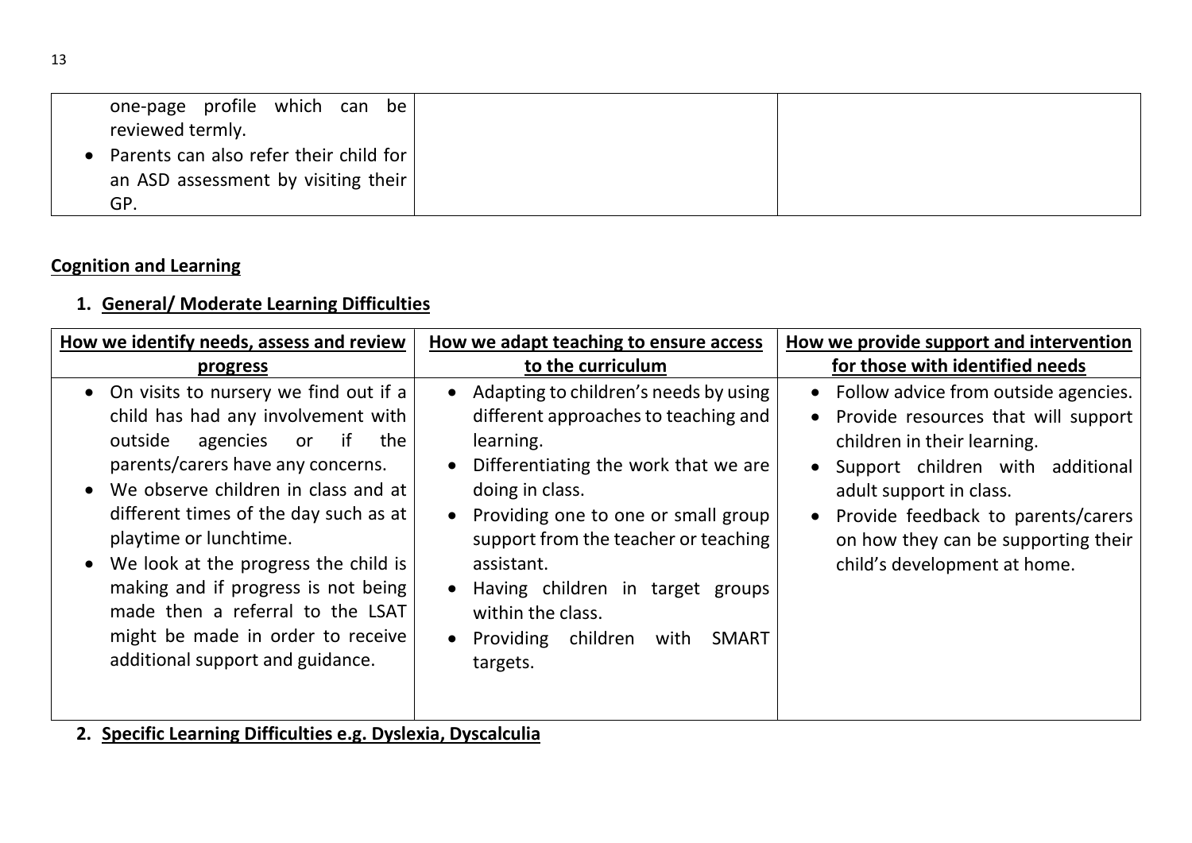| | | |
|---|---|---|
| <ul><li>one-page profile which can be reviewed termly.</li><li>Parents can also refer their child for an ASD assessment by visiting their GP.</li></ul> | | |

**Cognition and Learning**

1. **General/ Moderate Learning Difficulties**

| How we identify needs, assess and review progress | How we adapt teaching to ensure access to the curriculum | How we provide support and intervention for those with identified needs |
|---|---|---|
| <ul><li>On visits to nursery we find out if a child has had any involvement with outside agencies or if the parents/carers have any concerns.</li><li>We observe children in class and at different times of the day such as at playtime or lunchtime.</li><li>We look at the progress the child is making and if progress is not being made then a referral to the LSAT might be made in order to receive additional support and guidance.</li></ul> | <ul><li>Adapting to children's needs by using different approaches to teaching and learning.</li><li>Differentiating the work that we are doing in class.</li><li>Providing one to one or small group support from the teacher or teaching assistant.</li><li>Having children in target groups within the class.</li><li>Providing children with SMART targets.</li></ul> | <ul><li>Follow advice from outside agencies.</li><li>Provide resources that will support children in their learning.</li><li>Support children with additional adult support in class.</li><li>Provide feedback to parents/carers on how they can be supporting their child's development at home.</li></ul> |

2. **Specific Learning Difficulties e.g. Dyslexia, Dyscalculia**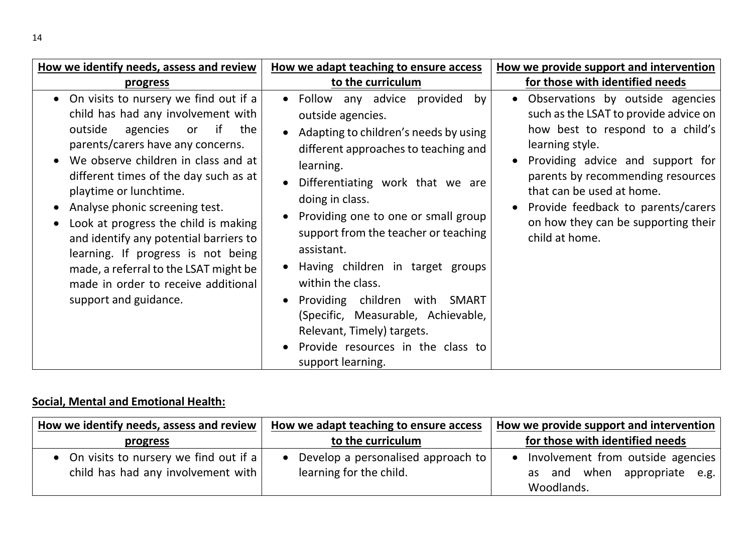| How we identify needs, assess and review progress | How we adapt teaching to ensure access to the curriculum | How we provide support and intervention for those with identified needs |
|---|---|---|
| • On visits to nursery we find out if a child has had any involvement with outside agencies or if the parents/carers have any concerns.<br>• We observe children in class and at different times of the day such as at playtime or lunchtime.<br>• Analyse phonic screening test.<br>• Look at progress the child is making and identify any potential barriers to learning. If progress is not being made, a referral to the LSAT might be made in order to receive additional support and guidance. | • Follow any advice provided by outside agencies.<br>• Adapting to children's needs by using different approaches to teaching and learning.<br>• Differentiating work that we are doing in class.<br>• Providing one to one or small group support from the teacher or teaching assistant.<br>• Having children in target groups within the class.<br>• Providing children with SMART (Specific, Measurable, Achievable, Relevant, Timely) targets.<br>• Provide resources in the class to support learning. | • Observations by outside agencies such as the LSAT to provide advice on how best to respond to a child's learning style.<br>• Providing advice and support for parents by recommending resources that can be used at home.<br>• Provide feedback to parents/carers on how they can be supporting their child at home. |

**Social, Mental and Emotional Health:**

| How we identify needs, assess and review progress | How we adapt teaching to ensure access to the curriculum | How we provide support and intervention for those with identified needs |
|---|---|---|
| • On visits to nursery we find out if a child has had any involvement with | • Develop a personalised approach to learning for the child. | • Involvement from outside agencies as and when appropriate e.g. Woodlands. |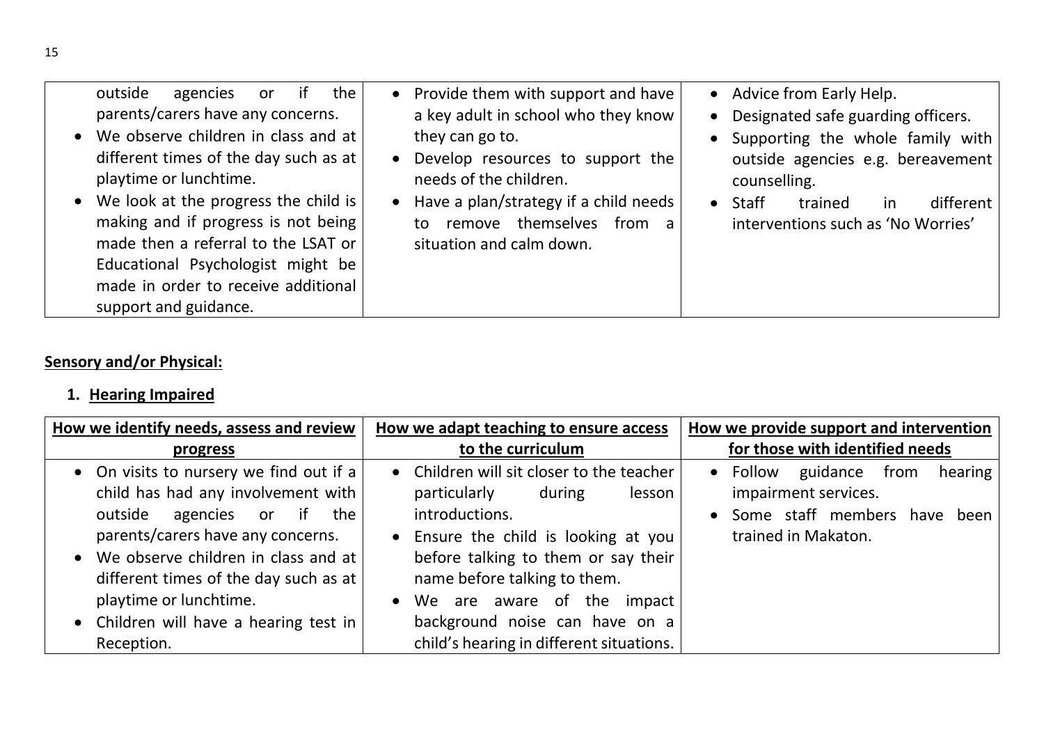| | | |
|---|---|---|
| outside agencies or if the parents/carers have any concerns.<br>• We observe children in class and at different times of the day such as at playtime or lunchtime.<br>• We look at the progress the child is making and if progress is not being made then a referral to the LSAT or Educational Psychologist might be made in order to receive additional support and guidance. | • Provide them with support and have a key adult in school who they know they can go to.<br>• Develop resources to support the needs of the children.<br>• Have a plan/strategy if a child needs to remove themselves from a situation and calm down. | • Advice from Early Help.<br>• Designated safe guarding officers.<br>• Supporting the whole family with outside agencies e.g. bereavement counselling.<br>• Staff trained in different interventions such as 'No Worries' |

**Sensory and/or Physical:**

1. **Hearing Impaired**

| How we identify needs, assess and review progress | How we adapt teaching to ensure access to the curriculum | How we provide support and intervention for those with identified needs |
|---|---|---|
| • On visits to nursery we find out if a child has had any involvement with outside agencies or if the parents/carers have any concerns.<br>• We observe children in class and at different times of the day such as at playtime or lunchtime.<br>• Children will have a hearing test in Reception. | • Children will sit closer to the teacher particularly during lesson introductions.<br>• Ensure the child is looking at you before talking to them or say their name before talking to them.<br>• We are aware of the impact background noise can have on a child's hearing in different situations. | • Follow guidance from hearing impairment services.<br>• Some staff members have been trained in Makaton. |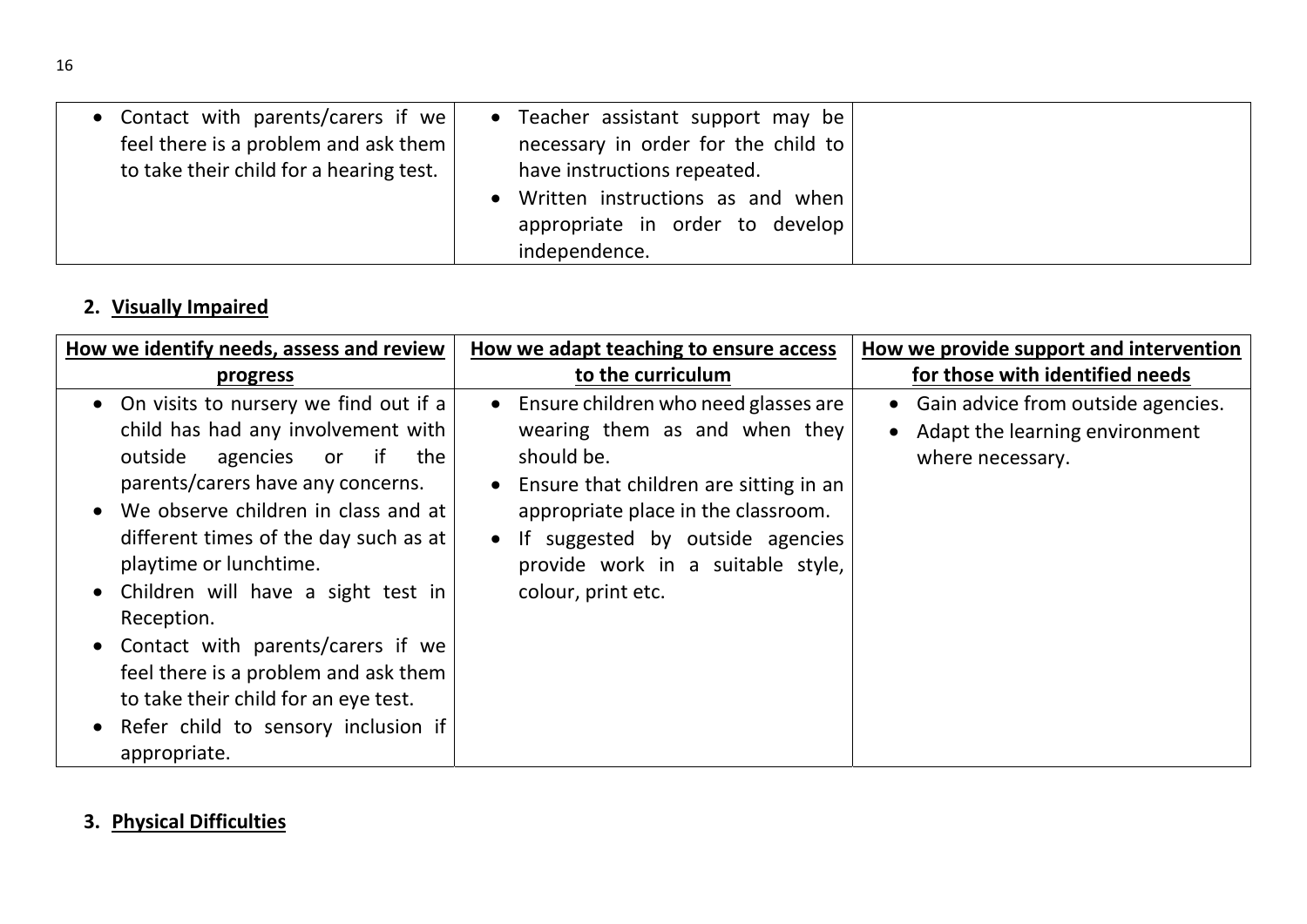| | | |
|---|---|---|
| • Contact with parents/carers if we feel there is a problem and ask them to take their child for a hearing test. | • Teacher assistant support may be necessary in order for the child to have instructions repeated.<br>• Written instructions as and when appropriate in order to develop independence. | |

## 2. Visually Impaired

| How we identify needs, assess and review progress | How we adapt teaching to ensure access to the curriculum | How we provide support and intervention for those with identified needs |
|---|---|---|
| • On visits to nursery we find out if a child has had any involvement with outside agencies or if the parents/carers have any concerns.<br>• We observe children in class and at different times of the day such as at playtime or lunchtime.<br>• Children will have a sight test in Reception.<br>• Contact with parents/carers if we feel there is a problem and ask them to take their child for an eye test.<br>• Refer child to sensory inclusion if appropriate. | • Ensure children who need glasses are wearing them as and when they should be.<br>• Ensure that children are sitting in an appropriate place in the classroom.<br>• If suggested by outside agencies provide work in a suitable style, colour, print etc. | • Gain advice from outside agencies.<br>• Adapt the learning environment where necessary. |

## 3. Physical Difficulties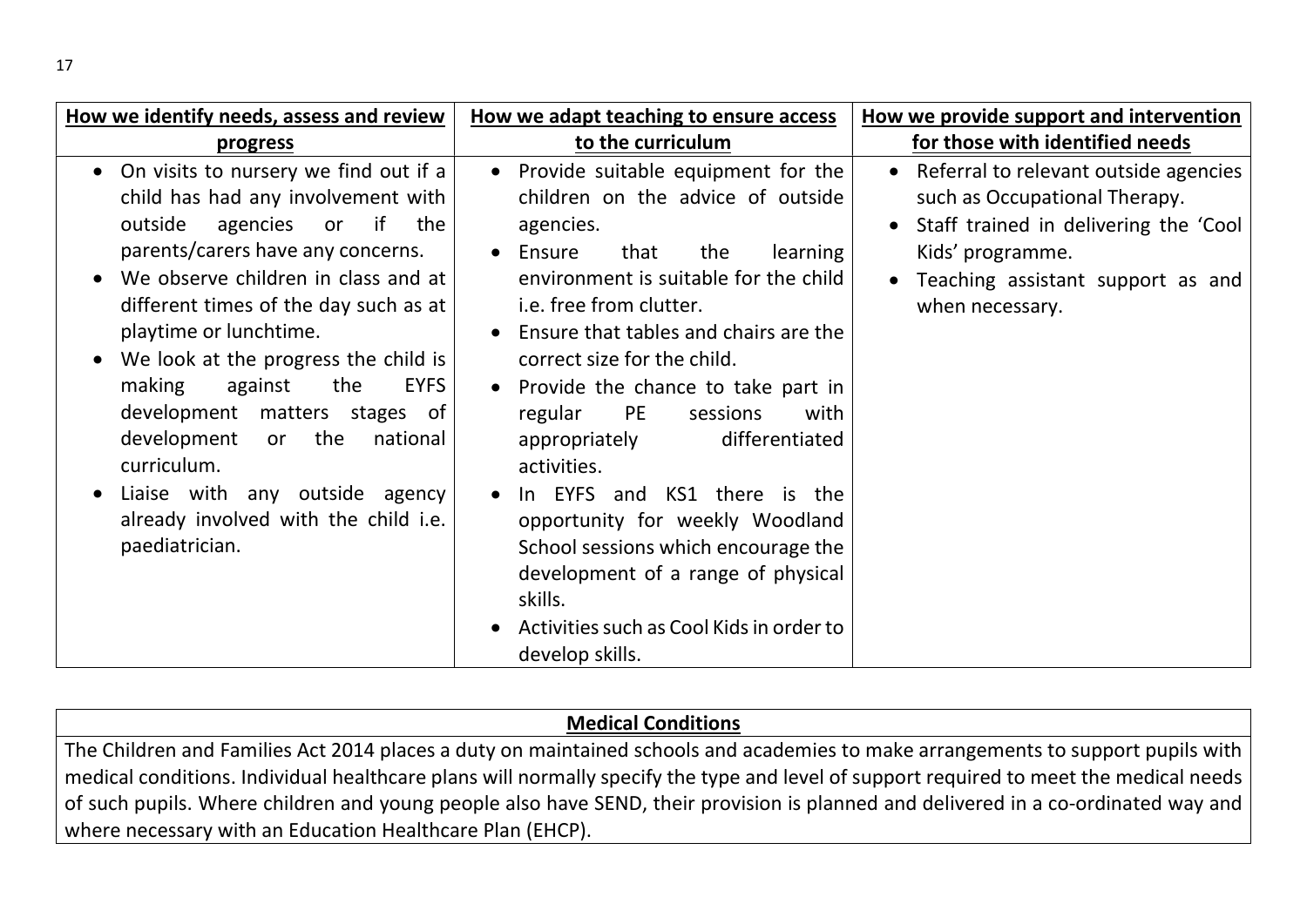| How we identify needs, assess and review progress | How we adapt teaching to ensure access to the curriculum | How we provide support and intervention for those with identified needs |
|---|---|---|
| • On visits to nursery we find out if a child has had any involvement with outside agencies or if the parents/carers have any concerns.<br>• We observe children in class and at different times of the day such as at playtime or lunchtime.<br>• We look at the progress the child is making against the EYFS development matters stages of development or the national curriculum.<br>• Liaise with any outside agency already involved with the child i.e. paediatrician. | • Provide suitable equipment for the children on the advice of outside agencies.<br>• Ensure that the learning environment is suitable for the child i.e. free from clutter.<br>• Ensure that tables and chairs are the correct size for the child.<br>• Provide the chance to take part in regular PE sessions with appropriately differentiated activities.<br>• In EYFS and KS1 there is the opportunity for weekly Woodland School sessions which encourage the development of a range of physical skills.<br>• Activities such as Cool Kids in order to develop skills. | • Referral to relevant outside agencies such as Occupational Therapy.<br>• Staff trained in delivering the 'Cool Kids' programme.<br>• Teaching assistant support as and when necessary. |

| Medical Conditions |
|---|
| The Children and Families Act 2014 places a duty on maintained schools and academies to make arrangements to support pupils with medical conditions. Individual healthcare plans will normally specify the type and level of support required to meet the medical needs of such pupils. Where children and young people also have SEND, their provision is planned and delivered in a co-ordinated way and where necessary with an Education Healthcare Plan (EHCP). |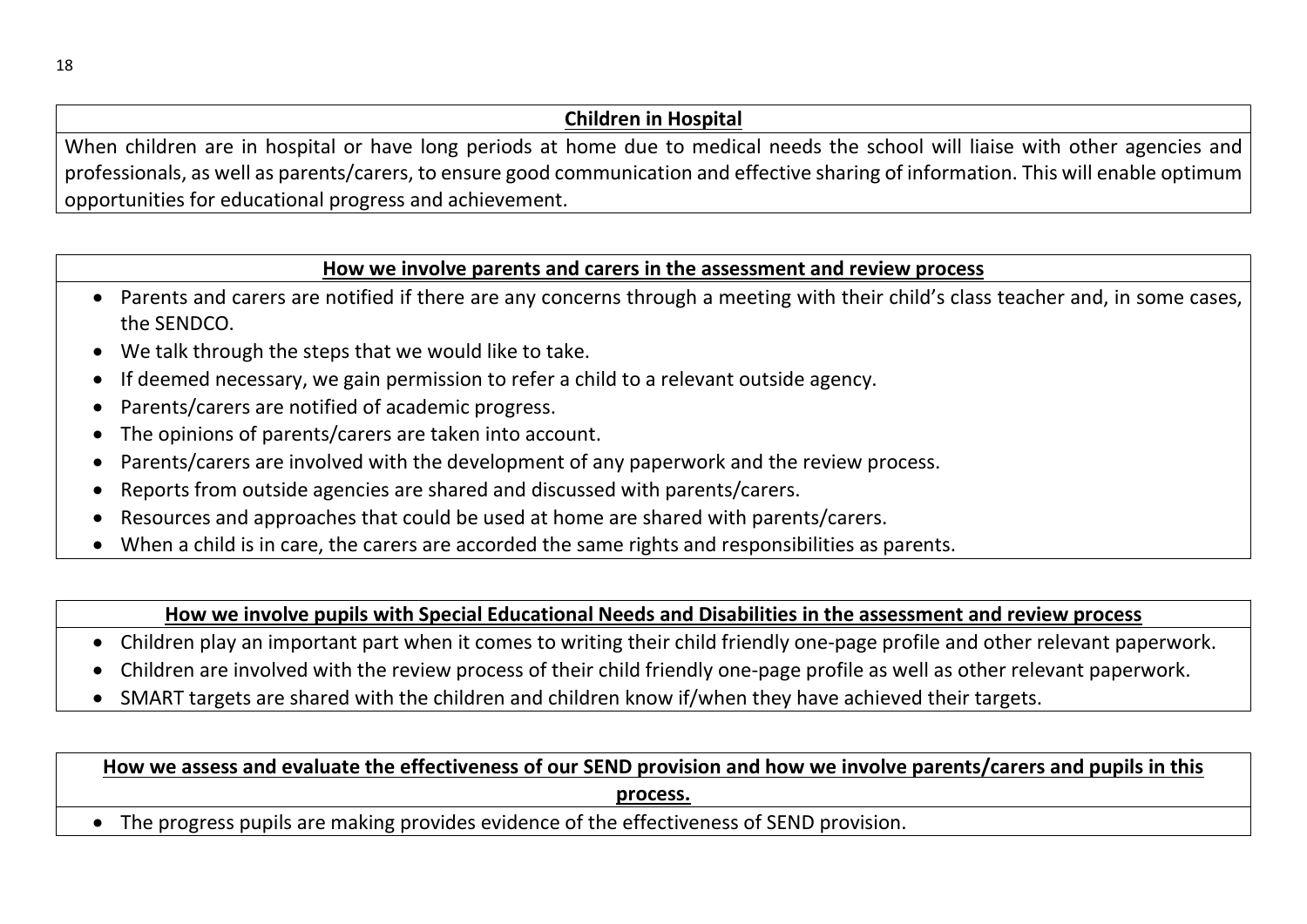## Children in Hospital

When children are in hospital or have long periods at home due to medical needs the school will liaise with other agencies and professionals, as well as parents/carers, to ensure good communication and effective sharing of information. This will enable optimum opportunities for educational progress and achievement.

## How we involve parents and carers in the assessment and review process

- Parents and carers are notified if there are any concerns through a meeting with their child's class teacher and, in some cases, the SENDCO.
- We talk through the steps that we would like to take.
- If deemed necessary, we gain permission to refer a child to a relevant outside agency.
- Parents/carers are notified of academic progress.
- The opinions of parents/carers are taken into account.
- Parents/carers are involved with the development of any paperwork and the review process.
- Reports from outside agencies are shared and discussed with parents/carers.
- Resources and approaches that could be used at home are shared with parents/carers.
- When a child is in care, the carers are accorded the same rights and responsibilities as parents.

## How we involve pupils with Special Educational Needs and Disabilities in the assessment and review process

- Children play an important part when it comes to writing their child friendly one-page profile and other relevant paperwork.
- Children are involved with the review process of their child friendly one-page profile as well as other relevant paperwork.
- SMART targets are shared with the children and children know if/when they have achieved their targets.

## How we assess and evaluate the effectiveness of our SEND provision and how we involve parents/carers and pupils in this process.

- The progress pupils are making provides evidence of the effectiveness of SEND provision.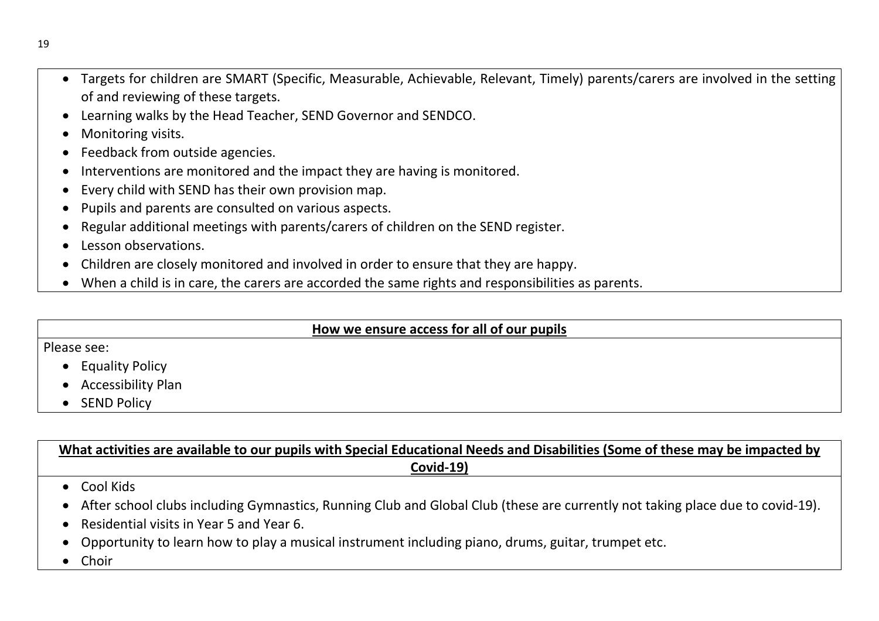- Targets for children are SMART (Specific, Measurable, Achievable, Relevant, Timely) parents/carers are involved in the setting of and reviewing of these targets.
- Learning walks by the Head Teacher, SEND Governor and SENDCO.
- Monitoring visits.
- Feedback from outside agencies.
- Interventions are monitored and the impact they are having is monitored.
- Every child with SEND has their own provision map.
- Pupils and parents are consulted on various aspects.
- Regular additional meetings with parents/carers of children on the SEND register.
- Lesson observations.
- Children are closely monitored and involved in order to ensure that they are happy.
- When a child is in care, the carers are accorded the same rights and responsibilities as parents.

**<u>How we ensure access for all of our pupils</u>**

Please see:

- Equality Policy
- Accessibility Plan
- SEND Policy

**<u>What activities are available to our pupils with Special Educational Needs and Disabilities (Some of these may be impacted by Covid-19)</u>**

- Cool Kids
- After school clubs including Gymnastics, Running Club and Global Club (these are currently not taking place due to covid-19).
- Residential visits in Year 5 and Year 6.
- Opportunity to learn how to play a musical instrument including piano, drums, guitar, trumpet etc.
- Choir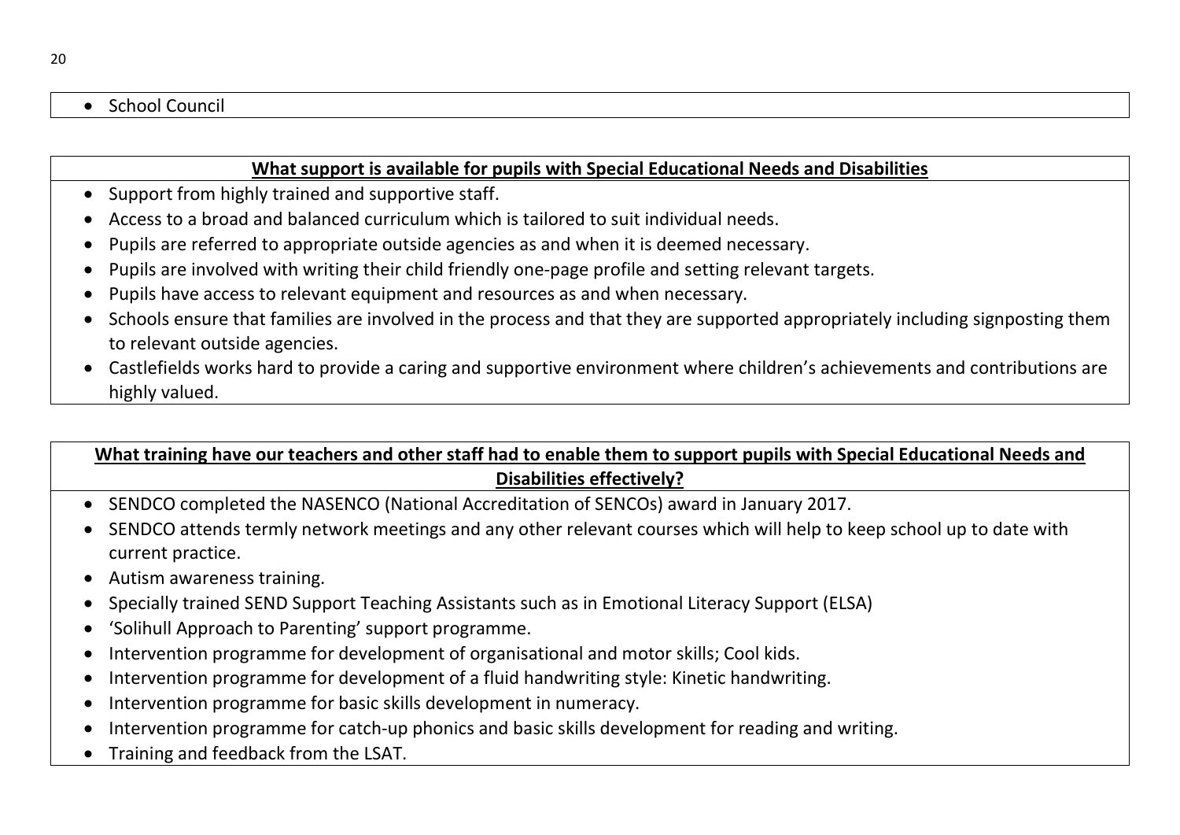- School Council

**What support is available for pupils with Special Educational Needs and Disabilities**

- Support from highly trained and supportive staff.
- Access to a broad and balanced curriculum which is tailored to suit individual needs.
- Pupils are referred to appropriate outside agencies as and when it is deemed necessary.
- Pupils are involved with writing their child friendly one-page profile and setting relevant targets.
- Pupils have access to relevant equipment and resources as and when necessary.
- Schools ensure that families are involved in the process and that they are supported appropriately including signposting them to relevant outside agencies.
- Castlefields works hard to provide a caring and supportive environment where children's achievements and contributions are highly valued.

**What training have our teachers and other staff had to enable them to support pupils with Special Educational Needs and Disabilities effectively?**

- SENDCO completed the NASENCO (National Accreditation of SENCOs) award in January 2017.
- SENDCO attends termly network meetings and any other relevant courses which will help to keep school up to date with current practice.
- Autism awareness training.
- Specially trained SEND Support Teaching Assistants such as in Emotional Literacy Support (ELSA)
- 'Solihull Approach to Parenting' support programme.
- Intervention programme for development of organisational and motor skills; Cool kids.
- Intervention programme for development of a fluid handwriting style: Kinetic handwriting.
- Intervention programme for basic skills development in numeracy.
- Intervention programme for catch-up phonics and basic skills development for reading and writing.
- Training and feedback from the LSAT.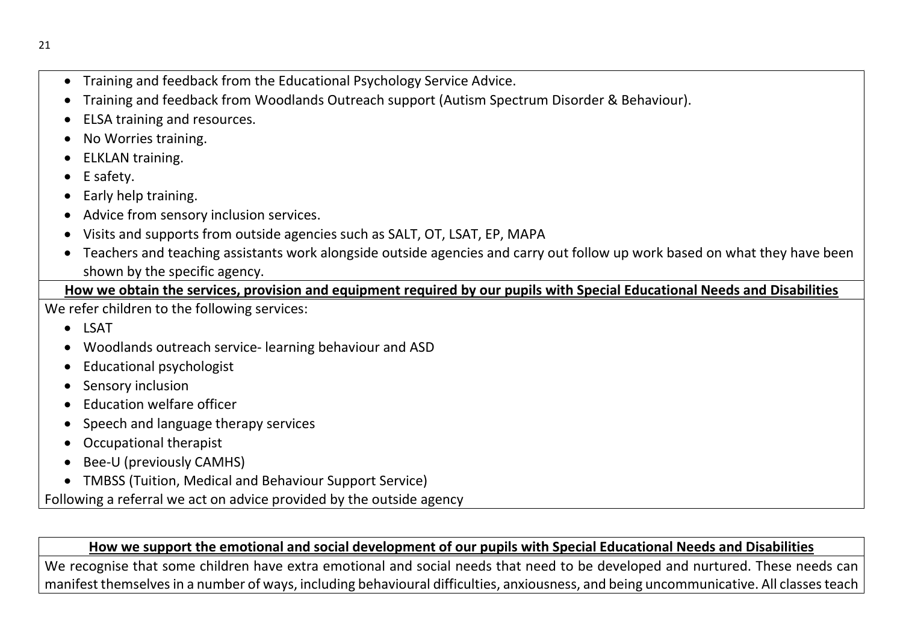- Training and feedback from the Educational Psychology Service Advice.
- Training and feedback from Woodlands Outreach support (Autism Spectrum Disorder & Behaviour).
- ELSA training and resources.
- No Worries training.
- ELKLAN training.
- E safety.
- Early help training.
- Advice from sensory inclusion services.
- Visits and supports from outside agencies such as SALT, OT, LSAT, EP, MAPA
- Teachers and teaching assistants work alongside outside agencies and carry out follow up work based on what they have been shown by the specific agency.

**How we obtain the services, provision and equipment required by our pupils with Special Educational Needs and Disabilities**

We refer children to the following services:

- LSAT
- Woodlands outreach service- learning behaviour and ASD
- Educational psychologist
- Sensory inclusion
- Education welfare officer
- Speech and language therapy services
- Occupational therapist
- Bee-U (previously CAMHS)
- TMBSS (Tuition, Medical and Behaviour Support Service)

Following a referral we act on advice provided by the outside agency

**How we support the emotional and social development of our pupils with Special Educational Needs and Disabilities**

We recognise that some children have extra emotional and social needs that need to be developed and nurtured. These needs can manifest themselves in a number of ways, including behavioural difficulties, anxiousness, and being uncommunicative. All classes teach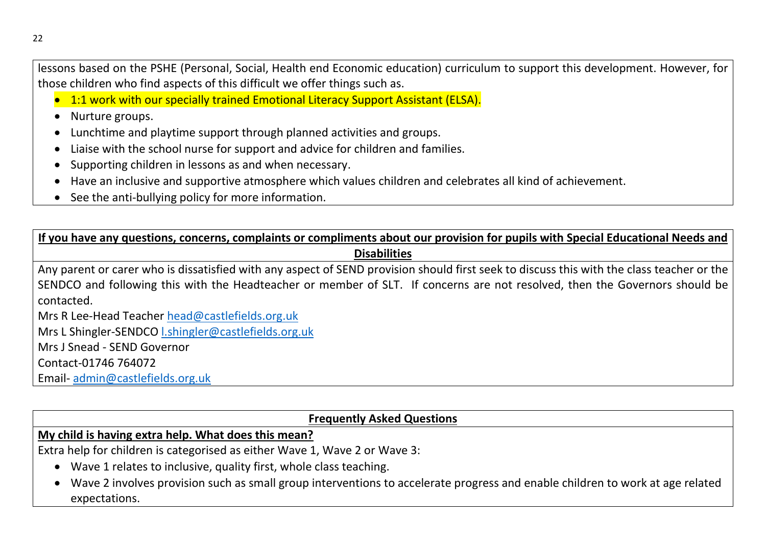lessons based on the PSHE (Personal, Social, Health end Economic education) curriculum to support this development. However, for those children who find aspects of this difficult we offer things such as.

- 1:1 work with our specially trained Emotional Literacy Support Assistant (ELSA).
- Nurture groups.
- Lunchtime and playtime support through planned activities and groups.
- Liaise with the school nurse for support and advice for children and families.
- Supporting children in lessons as and when necessary.
- Have an inclusive and supportive atmosphere which values children and celebrates all kind of achievement.
- See the anti-bullying policy for more information.

**If you have any questions, concerns, complaints or compliments about our provision for pupils with Special Educational Needs and Disabilities**

Any parent or carer who is dissatisfied with any aspect of SEND provision should first seek to discuss this with the class teacher or the SENDCO and following this with the Headteacher or member of SLT. If concerns are not resolved, then the Governors should be contacted.

Mrs R Lee-Head Teacher head@castlefields.org.uk
Mrs L Shingler-SENDCO l.shingler@castlefields.org.uk
Mrs J Snead - SEND Governor
Contact-01746 764072
Email- admin@castlefields.org.uk

**Frequently Asked Questions**

**My child is having extra help. What does this mean?**

Extra help for children is categorised as either Wave 1, Wave 2 or Wave 3:

- Wave 1 relates to inclusive, quality first, whole class teaching.
- Wave 2 involves provision such as small group interventions to accelerate progress and enable children to work at age related expectations.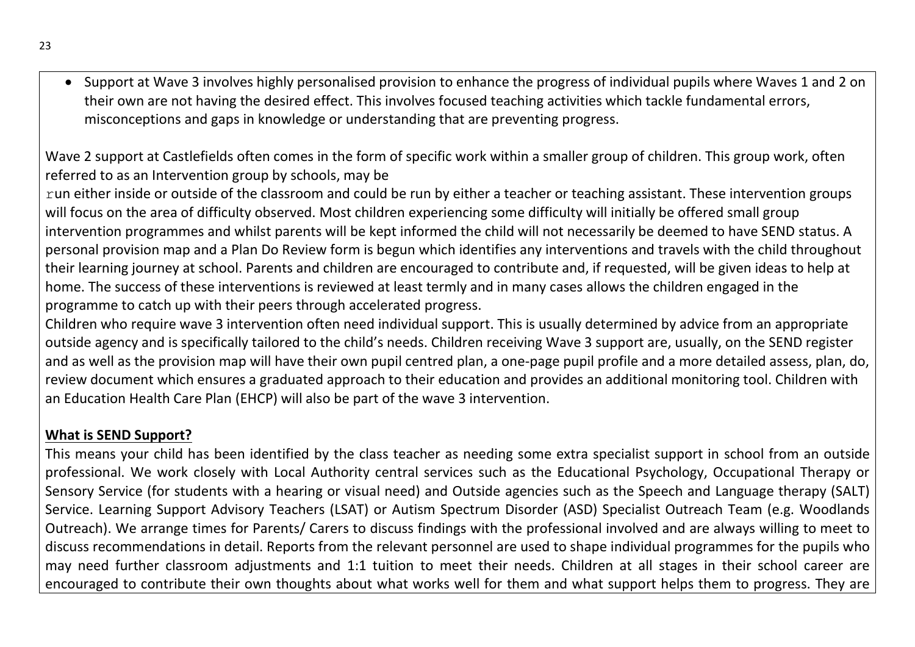- Support at Wave 3 involves highly personalised provision to enhance the progress of individual pupils where Waves 1 and 2 on their own are not having the desired effect. This involves focused teaching activities which tackle fundamental errors, misconceptions and gaps in knowledge or understanding that are preventing progress.

Wave 2 support at Castlefields often comes in the form of specific work within a smaller group of children. This group work, often referred to as an Intervention group by schools, may be run either inside or outside of the classroom and could be run by either a teacher or teaching assistant. These intervention groups will focus on the area of difficulty observed. Most children experiencing some difficulty will initially be offered small group intervention programmes and whilst parents will be kept informed the child will not necessarily be deemed to have SEND status. A personal provision map and a Plan Do Review form is begun which identifies any interventions and travels with the child throughout their learning journey at school. Parents and children are encouraged to contribute and, if requested, will be given ideas to help at home. The success of these interventions is reviewed at least termly and in many cases allows the children engaged in the programme to catch up with their peers through accelerated progress.

Children who require wave 3 intervention often need individual support. This is usually determined by advice from an appropriate outside agency and is specifically tailored to the child's needs. Children receiving Wave 3 support are, usually, on the SEND register and as well as the provision map will have their own pupil centred plan, a one-page pupil profile and a more detailed assess, plan, do, review document which ensures a graduated approach to their education and provides an additional monitoring tool. Children with an Education Health Care Plan (EHCP) will also be part of the wave 3 intervention.

**What is SEND Support?**

This means your child has been identified by the class teacher as needing some extra specialist support in school from an outside professional. We work closely with Local Authority central services such as the Educational Psychology, Occupational Therapy or Sensory Service (for students with a hearing or visual need) and Outside agencies such as the Speech and Language therapy (SALT) Service. Learning Support Advisory Teachers (LSAT) or Autism Spectrum Disorder (ASD) Specialist Outreach Team (e.g. Woodlands Outreach). We arrange times for Parents/ Carers to discuss findings with the professional involved and are always willing to meet to discuss recommendations in detail. Reports from the relevant personnel are used to shape individual programmes for the pupils who may need further classroom adjustments and 1:1 tuition to meet their needs. Children at all stages in their school career are encouraged to contribute their own thoughts about what works well for them and what support helps them to progress. They are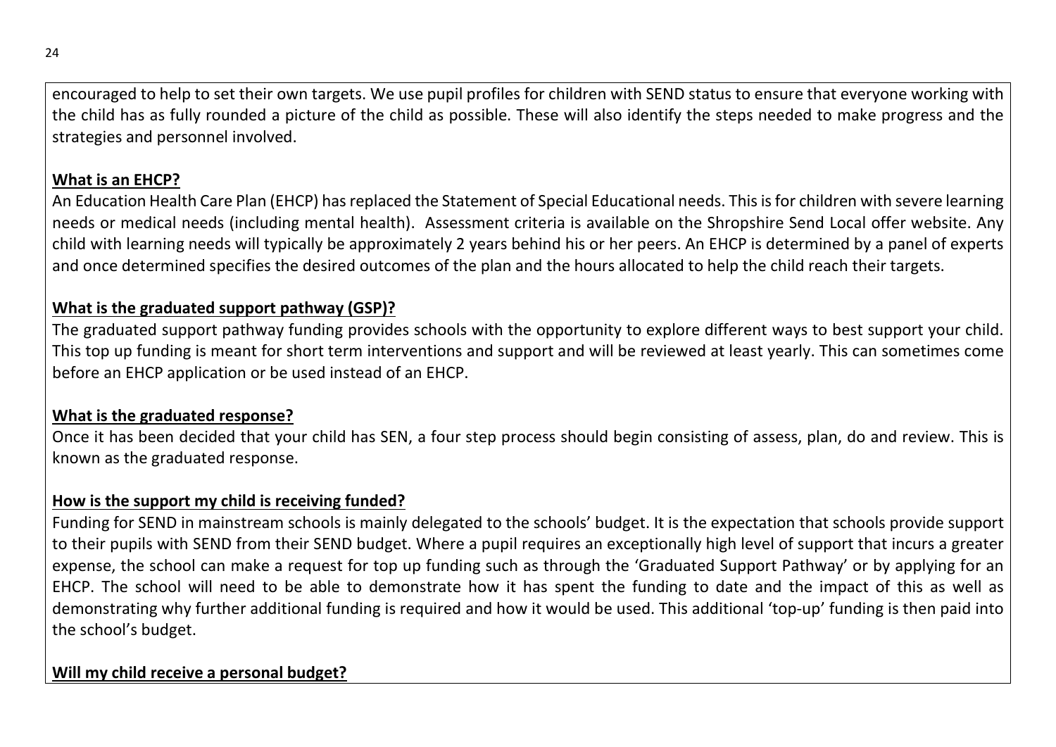encouraged to help to set their own targets. We use pupil profiles for children with SEND status to ensure that everyone working with the child has as fully rounded a picture of the child as possible. These will also identify the steps needed to make progress and the strategies and personnel involved.

**What is an EHCP?**

An Education Health Care Plan (EHCP) has replaced the Statement of Special Educational needs. This is for children with severe learning needs or medical needs (including mental health). Assessment criteria is available on the Shropshire Send Local offer website. Any child with learning needs will typically be approximately 2 years behind his or her peers. An EHCP is determined by a panel of experts and once determined specifies the desired outcomes of the plan and the hours allocated to help the child reach their targets.

**What is the graduated support pathway (GSP)?**

The graduated support pathway funding provides schools with the opportunity to explore different ways to best support your child. This top up funding is meant for short term interventions and support and will be reviewed at least yearly. This can sometimes come before an EHCP application or be used instead of an EHCP.

**What is the graduated response?**

Once it has been decided that your child has SEN, a four step process should begin consisting of assess, plan, do and review. This is known as the graduated response.

**How is the support my child is receiving funded?**

Funding for SEND in mainstream schools is mainly delegated to the schools' budget. It is the expectation that schools provide support to their pupils with SEND from their SEND budget. Where a pupil requires an exceptionally high level of support that incurs a greater expense, the school can make a request for top up funding such as through the 'Graduated Support Pathway' or by applying for an EHCP. The school will need to be able to demonstrate how it has spent the funding to date and the impact of this as well as demonstrating why further additional funding is required and how it would be used. This additional 'top-up' funding is then paid into the school's budget.

**Will my child receive a personal budget?**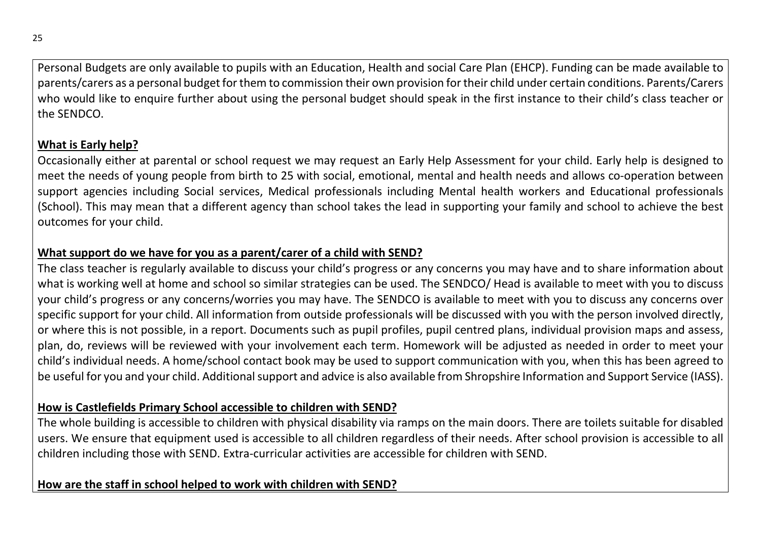Personal Budgets are only available to pupils with an Education, Health and social Care Plan (EHCP). Funding can be made available to parents/carers as a personal budget for them to commission their own provision for their child under certain conditions. Parents/Carers who would like to enquire further about using the personal budget should speak in the first instance to their child's class teacher or the SENDCO.

**What is Early help?**

Occasionally either at parental or school request we may request an Early Help Assessment for your child. Early help is designed to meet the needs of young people from birth to 25 with social, emotional, mental and health needs and allows co-operation between support agencies including Social services, Medical professionals including Mental health workers and Educational professionals (School). This may mean that a different agency than school takes the lead in supporting your family and school to achieve the best outcomes for your child.

**What support do we have for you as a parent/carer of a child with SEND?**

The class teacher is regularly available to discuss your child's progress or any concerns you may have and to share information about what is working well at home and school so similar strategies can be used. The SENDCO/ Head is available to meet with you to discuss your child's progress or any concerns/worries you may have. The SENDCO is available to meet with you to discuss any concerns over specific support for your child. All information from outside professionals will be discussed with you with the person involved directly, or where this is not possible, in a report. Documents such as pupil profiles, pupil centred plans, individual provision maps and assess, plan, do, reviews will be reviewed with your involvement each term. Homework will be adjusted as needed in order to meet your child's individual needs. A home/school contact book may be used to support communication with you, when this has been agreed to be useful for you and your child. Additional support and advice is also available from Shropshire Information and Support Service (IASS).

**How is Castlefields Primary School accessible to children with SEND?**

The whole building is accessible to children with physical disability via ramps on the main doors. There are toilets suitable for disabled users. We ensure that equipment used is accessible to all children regardless of their needs. After school provision is accessible to all children including those with SEND. Extra-curricular activities are accessible for children with SEND.

**How are the staff in school helped to work with children with SEND?**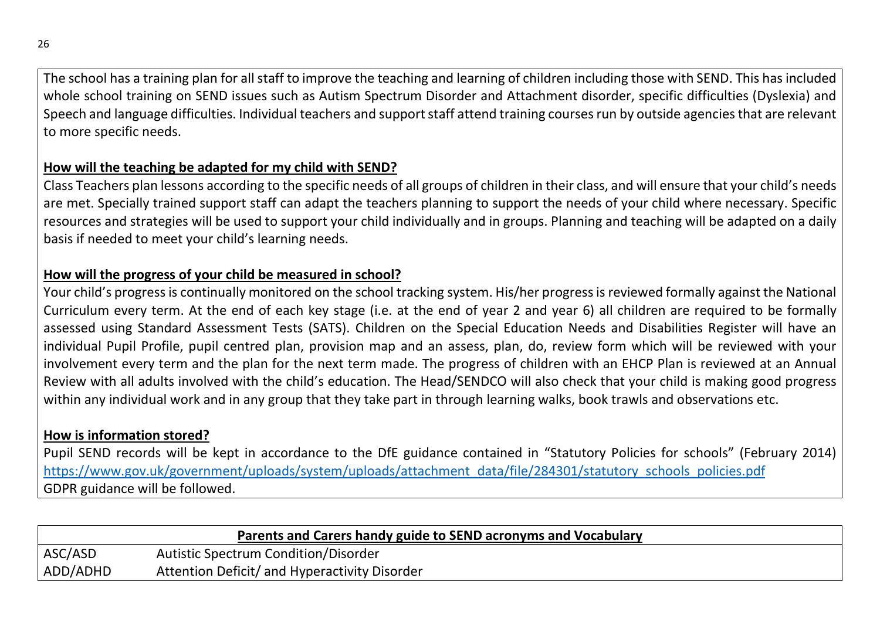The school has a training plan for all staff to improve the teaching and learning of children including those with SEND. This has included whole school training on SEND issues such as Autism Spectrum Disorder and Attachment disorder, specific difficulties (Dyslexia) and Speech and language difficulties. Individual teachers and support staff attend training courses run by outside agencies that are relevant to more specific needs.

**How will the teaching be adapted for my child with SEND?**

Class Teachers plan lessons according to the specific needs of all groups of children in their class, and will ensure that your child's needs are met. Specially trained support staff can adapt the teachers planning to support the needs of your child where necessary. Specific resources and strategies will be used to support your child individually and in groups. Planning and teaching will be adapted on a daily basis if needed to meet your child's learning needs.

**How will the progress of your child be measured in school?**

Your child's progress is continually monitored on the school tracking system. His/her progress is reviewed formally against the National Curriculum every term. At the end of each key stage (i.e. at the end of year 2 and year 6) all children are required to be formally assessed using Standard Assessment Tests (SATS). Children on the Special Education Needs and Disabilities Register will have an individual Pupil Profile, pupil centred plan, provision map and an assess, plan, do, review form which will be reviewed with your involvement every term and the plan for the next term made. The progress of children with an EHCP Plan is reviewed at an Annual Review with all adults involved with the child's education. The Head/SENDCO will also check that your child is making good progress within any individual work and in any group that they take part in through learning walks, book trawls and observations etc.

**How is information stored?**

Pupil SEND records will be kept in accordance to the DfE guidance contained in "Statutory Policies for schools" (February 2014) https://www.gov.uk/government/uploads/system/uploads/attachment_data/file/284301/statutory_schools_policies.pdf
GDPR guidance will be followed.

| Parents and Carers handy guide to SEND acronyms and Vocabulary | |
|---|---|
| ASC/ASD | Autistic Spectrum Condition/Disorder |
| ADD/ADHD | Attention Deficit/ and Hyperactivity Disorder |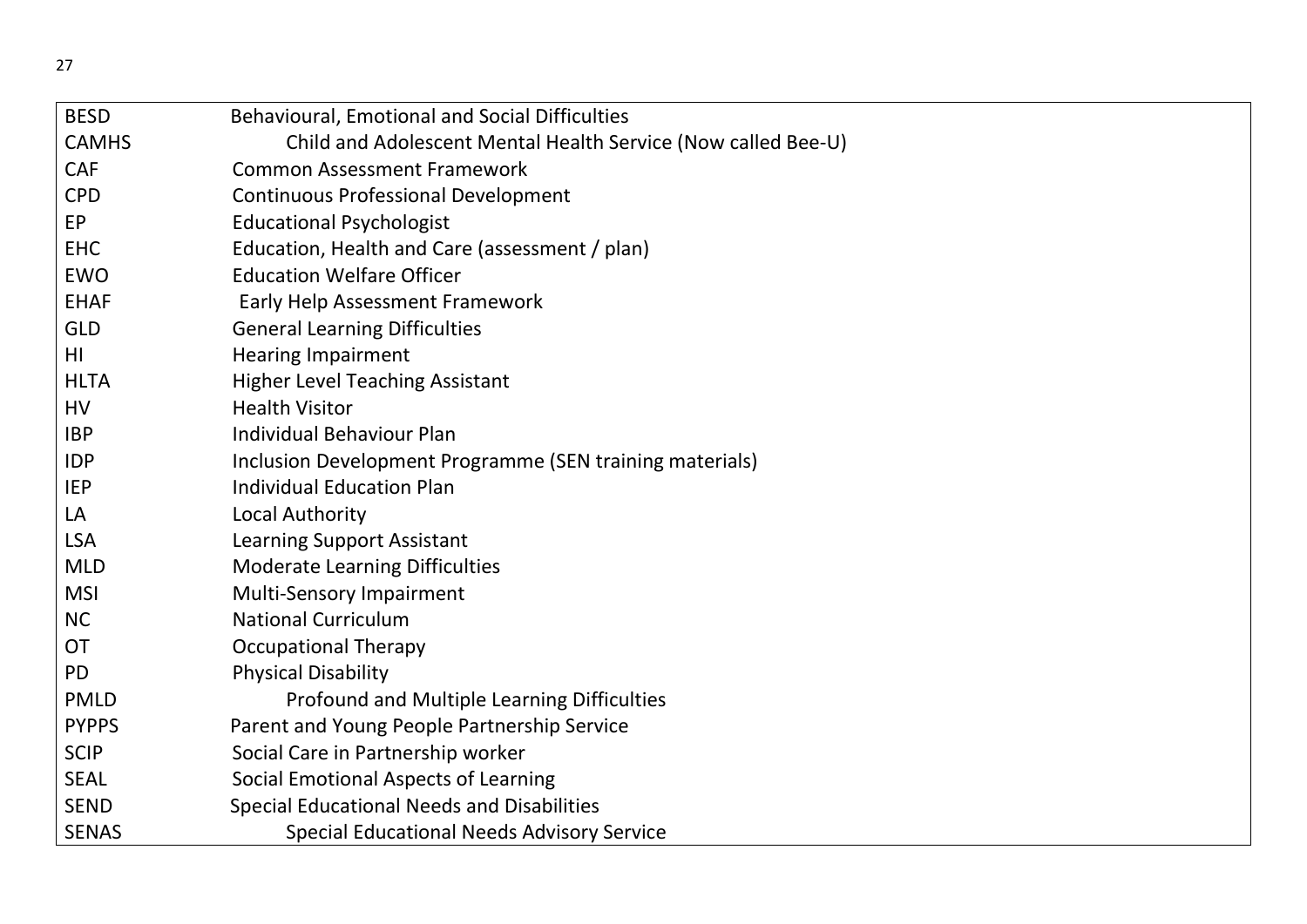| | |
|---|---|
| BESD | Behavioural, Emotional and Social Difficulties |
| CAMHS | Child and Adolescent Mental Health Service (Now called Bee-U) |
| CAF | Common Assessment Framework |
| CPD | Continuous Professional Development |
| EP | Educational Psychologist |
| EHC | Education, Health and Care (assessment / plan) |
| EWO | Education Welfare Officer |
| EHAF | Early Help Assessment Framework |
| GLD | General Learning Difficulties |
| HI | Hearing Impairment |
| HLTA | Higher Level Teaching Assistant |
| HV | Health Visitor |
| IBP | Individual Behaviour Plan |
| IDP | Inclusion Development Programme (SEN training materials) |
| IEP | Individual Education Plan |
| LA | Local Authority |
| LSA | Learning Support Assistant |
| MLD | Moderate Learning Difficulties |
| MSI | Multi-Sensory Impairment |
| NC | National Curriculum |
| OT | Occupational Therapy |
| PD | Physical Disability |
| PMLD | Profound and Multiple Learning Difficulties |
| PYPPS | Parent and Young People Partnership Service |
| SCIP | Social Care in Partnership worker |
| SEAL | Social Emotional Aspects of Learning |
| SEND | Special Educational Needs and Disabilities |
| SENAS | Special Educational Needs Advisory Service |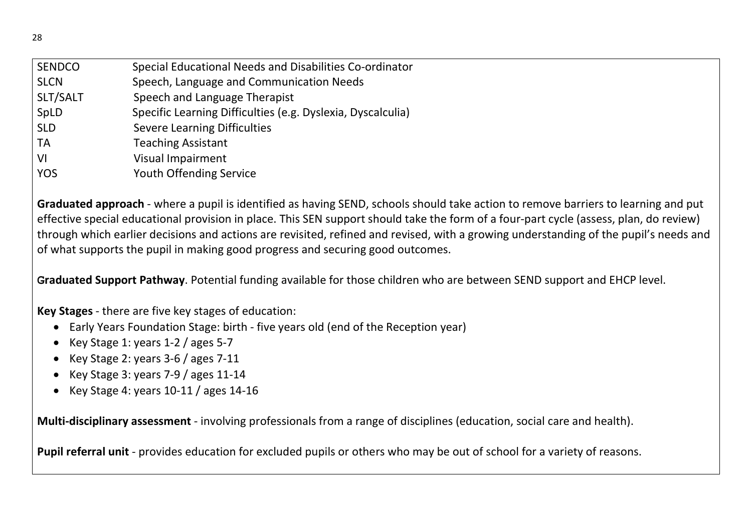| | |
|---|---|
| SENDCO | Special Educational Needs and Disabilities Co-ordinator |
| SLCN | Speech, Language and Communication Needs |
| SLT/SALT | Speech and Language Therapist |
| SpLD | Specific Learning Difficulties (e.g. Dyslexia, Dyscalculia) |
| SLD | Severe Learning Difficulties |
| TA | Teaching Assistant |
| VI | Visual Impairment |
| YOS | Youth Offending Service |

**Graduated approach** - where a pupil is identified as having SEND, schools should take action to remove barriers to learning and put effective special educational provision in place. This SEN support should take the form of a four-part cycle (assess, plan, do review) through which earlier decisions and actions are revisited, refined and revised, with a growing understanding of the pupil's needs and of what supports the pupil in making good progress and securing good outcomes.

**Graduated Support Pathway**. Potential funding available for those children who are between SEND support and EHCP level.

**Key Stages** - there are five key stages of education:

- Early Years Foundation Stage: birth - five years old (end of the Reception year)
- Key Stage 1: years 1-2 / ages 5-7
- Key Stage 2: years 3-6 / ages 7-11
- Key Stage 3: years 7-9 / ages 11-14
- Key Stage 4: years 10-11 / ages 14-16

**Multi-disciplinary assessment** - involving professionals from a range of disciplines (education, social care and health).

**Pupil referral unit** - provides education for excluded pupils or others who may be out of school for a variety of reasons.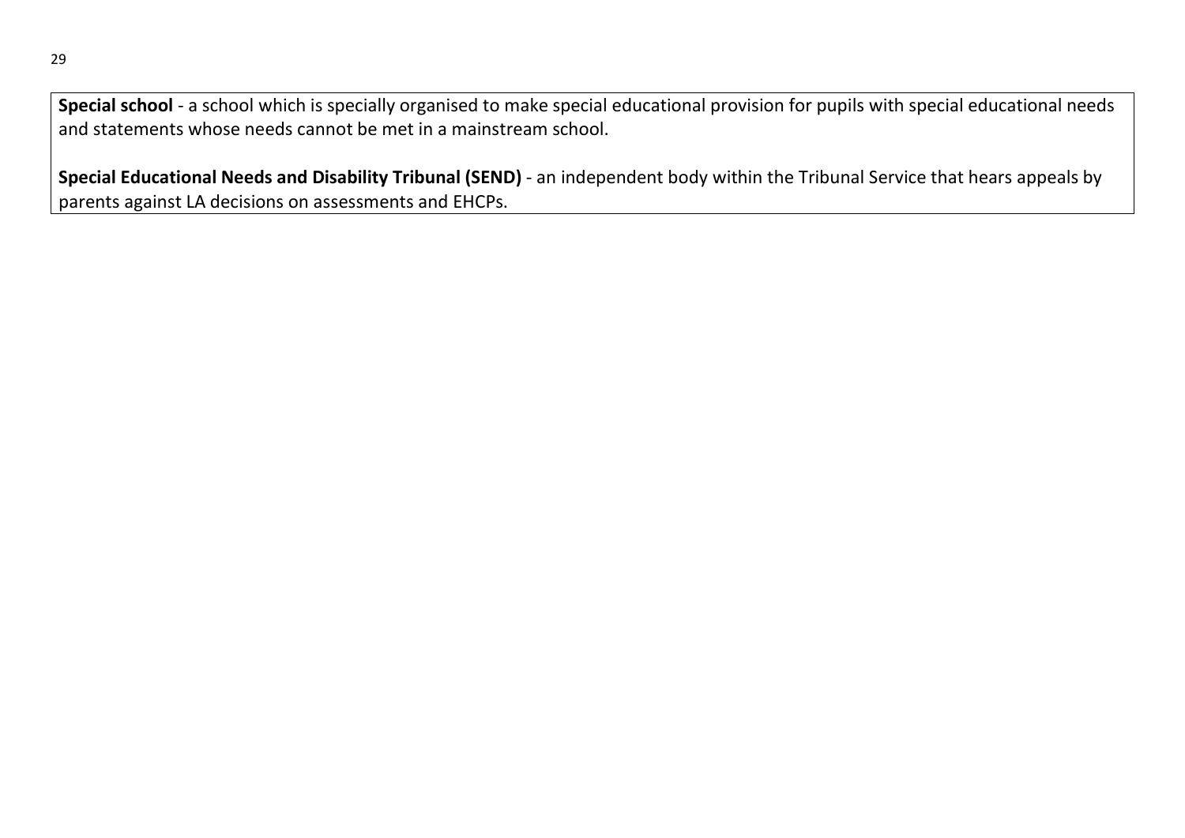**Special school** - a school which is specially organised to make special educational provision for pupils with special educational needs and statements whose needs cannot be met in a mainstream school.

**Special Educational Needs and Disability Tribunal (SEND)** - an independent body within the Tribunal Service that hears appeals by parents against LA decisions on assessments and EHCPs.